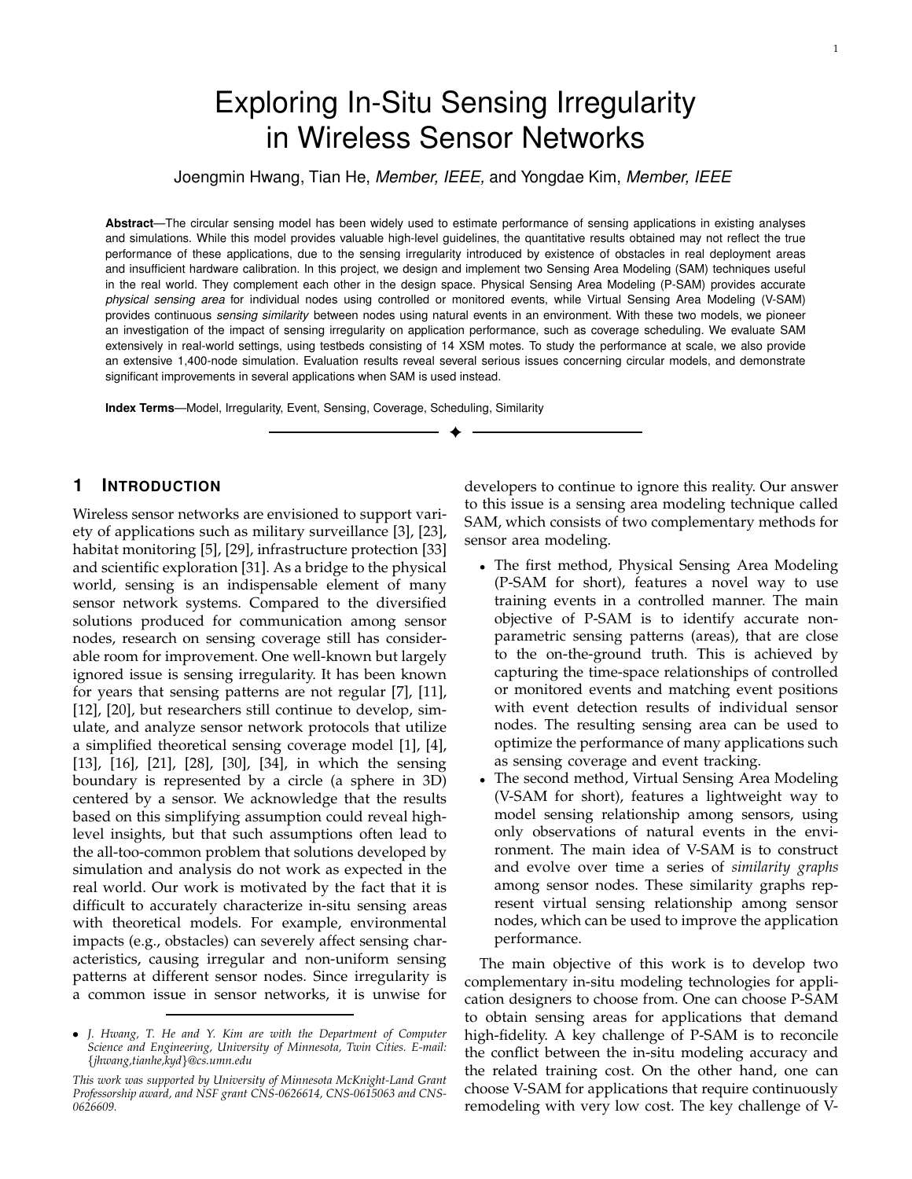# Exploring In-Situ Sensing Irregularity in Wireless Sensor Networks

Joengmin Hwang, Tian He, *Member, IEEE,* and Yongdae Kim, *Member, IEEE*

**Abstract**—The circular sensing model has been widely used to estimate performance of sensing applications in existing analyses and simulations. While this model provides valuable high-level guidelines, the quantitative results obtained may not reflect the true performance of these applications, due to the sensing irregularity introduced by existence of obstacles in real deployment areas and insufficient hardware calibration. In this project, we design and implement two Sensing Area Modeling (SAM) techniques useful in the real world. They complement each other in the design space. Physical Sensing Area Modeling (P-SAM) provides accurate *physical sensing area* for individual nodes using controlled or monitored events, while Virtual Sensing Area Modeling (V-SAM) provides continuous *sensing similarity* between nodes using natural events in an environment. With these two models, we pioneer an investigation of the impact of sensing irregularity on application performance, such as coverage scheduling. We evaluate SAM extensively in real-world settings, using testbeds consisting of 14 XSM motes. To study the performance at scale, we also provide an extensive 1,400-node simulation. Evaluation results reveal several serious issues concerning circular models, and demonstrate significant improvements in several applications when SAM is used instead.

**Index Terms**—Model, Irregularity, Event, Sensing, Coverage, Scheduling, Similarity

## 1 Introduction

Wireless sensor networks are envisioned to support variety of applications such as military surveillance [3], [23], habitat monitoring [5], [29], infrastructure protection [33] and scientific exploration [31]. As a bridge to the physical world, sensing is an indispensable element of many sensor network systems. Compared to the diversified solutions produced for communication among sensor nodes, research on sensing coverage still has considerable room for improvement. One well-known but largely ignored issue is sensing irregularity. It has been known for years that sensing patterns are not regular [7], [11], [12], [20], but researchers still continue to develop, simulate, and analyze sensor network protocols that utilize a simplified theoretical sensing coverage model [1], [4], [13], [16], [21], [28], [30], [34], in which the sensing boundary is represented by a circle (a sphere in 3D) centered by a sensor. We acknowledge that the results based on this simplifying assumption could reveal high-level insights, but that such assumptions often lead to the all-too-common problem that solutions developed by simulation and analysis do not work as expected in the real world. Our work is motivated by the fact that it is difficult to accurately characterize in-situ sensing areas with theoretical models. For example, environmental impacts (e.g., obstacles) can severely affect sensing characteristics, causing irregular and non-uniform sensing patterns at different sensor nodes. Since irregularity is a common issue in sensor networks, it is unwise for developers to continue to ignore this reality. Our answer to this issue is a sensing area modeling technique called SAM, which consists of two complementary methods for sensor area modeling.

- The first method, Physical Sensing Area Modeling (P-SAM for short), features a novel way to use training events in a controlled manner. The main objective of P-SAM is to identify accurate non-parametric sensing patterns (areas), that are close to the on-the-ground truth. This is achieved by capturing the time-space relationships of controlled or monitored events and matching event positions with event detection results of individual sensor nodes. The resulting sensing area can be used to optimize the performance of many applications such as sensing coverage and event tracking.
- The second method, Virtual Sensing Area Modeling (V-SAM for short), features a lightweight way to model sensing relationship among sensors, using only observations of natural events in the environment. The main idea of V-SAM is to construct and evolve over time a series of *similarity graphs* among sensor nodes. These similarity graphs represent virtual sensing relationship among sensor nodes, which can be used to improve the application performance.

The main objective of this work is to develop two complementary in-situ modeling technologies for application designers to choose from. One can choose P-SAM to obtain sensing areas for applications that demand high-fidelity. A key challenge of P-SAM is to reconcile the conflict between the in-situ modeling accuracy and the related training cost. On the other hand, one can choose V-SAM for applications that require continuously remodeling with very low cost. The key challenge of V-

---

- *J. Hwang, T. He and Y. Kim are with the Department of Computer Science and Engineering, University of Minnesota, Twin Cities. E-mail: {jhwang,tianhe,kyd}@cs.umn.edu*

*This work was supported by University of Minnesota McKnight-Land Grant Professorship award, and NSF grant CNS-0626614, CNS-0615063 and CNS-0626609.*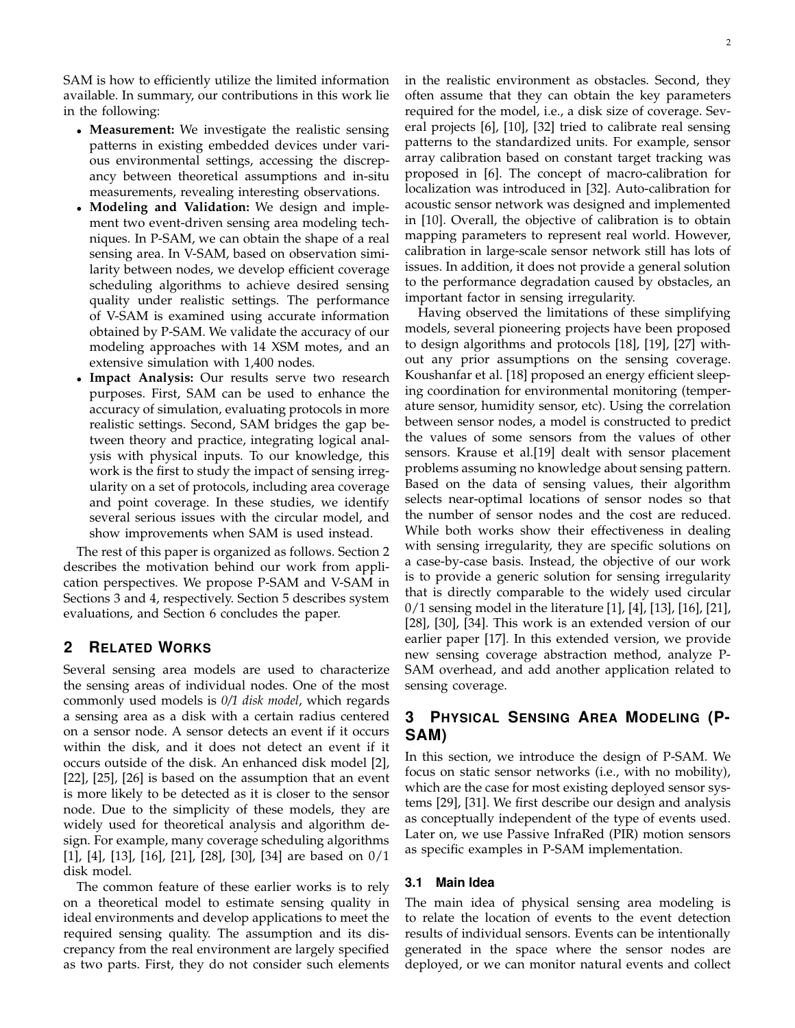SAM is how to efficiently utilize the limited information available. In summary, our contributions in this work lie in the following:

- **Measurement:** We investigate the realistic sensing patterns in existing embedded devices under various environmental settings, accessing the discrepancy between theoretical assumptions and in-situ measurements, revealing interesting observations.
- **Modeling and Validation:** We design and implement two event-driven sensing area modeling techniques. In P-SAM, we can obtain the shape of a real sensing area. In V-SAM, based on observation similarity between nodes, we develop efficient coverage scheduling algorithms to achieve desired sensing quality under realistic settings. The performance of V-SAM is examined using accurate information obtained by P-SAM. We validate the accuracy of our modeling approaches with 14 XSM motes, and an extensive simulation with 1,400 nodes.
- **Impact Analysis:** Our results serve two research purposes. First, SAM can be used to enhance the accuracy of simulation, evaluating protocols in more realistic settings. Second, SAM bridges the gap between theory and practice, integrating logical analysis with physical inputs. To our knowledge, this work is the first to study the impact of sensing irregularity on a set of protocols, including area coverage and point coverage. In these studies, we identify several serious issues with the circular model, and show improvements when SAM is used instead.

The rest of this paper is organized as follows. Section 2 describes the motivation behind our work from application perspectives. We propose P-SAM and V-SAM in Sections 3 and 4, respectively. Section 5 describes system evaluations, and Section 6 concludes the paper.

## 2 Related Works

Several sensing area models are used to characterize the sensing areas of individual nodes. One of the most commonly used models is *0/1 disk model*, which regards a sensing area as a disk with a certain radius centered on a sensor node. A sensor detects an event if it occurs within the disk, and it does not detect an event if it occurs outside of the disk. An enhanced disk model [2], [22], [25], [26] is based on the assumption that an event is more likely to be detected as it is closer to the sensor node. Due to the simplicity of these models, they are widely used for theoretical analysis and algorithm design. For example, many coverage scheduling algorithms [1], [4], [13], [16], [21], [28], [30], [34] are based on 0/1 disk model.

The common feature of these earlier works is to rely on a theoretical model to estimate sensing quality in ideal environments and develop applications to meet the required sensing quality. The assumption and its discrepancy from the real environment are largely specified as two parts. First, they do not consider such elements in the realistic environment as obstacles. Second, they often assume that they can obtain the key parameters required for the model, i.e., a disk size of coverage. Several projects [6], [10], [32] tried to calibrate real sensing patterns to the standardized units. For example, sensor array calibration based on constant target tracking was proposed in [6]. The concept of macro-calibration for localization was introduced in [32]. Auto-calibration for acoustic sensor network was designed and implemented in [10]. Overall, the objective of calibration is to obtain mapping parameters to represent real world. However, calibration in large-scale sensor network still has lots of issues. In addition, it does not provide a general solution to the performance degradation caused by obstacles, an important factor in sensing irregularity.

Having observed the limitations of these simplifying models, several pioneering projects have been proposed to design algorithms and protocols [18], [19], [27] without any prior assumptions on the sensing coverage. Koushanfar et al. [18] proposed an energy efficient sleeping coordination for environmental monitoring (temperature sensor, humidity sensor, etc). Using the correlation between sensor nodes, a model is constructed to predict the values of some sensors from the values of other sensors. Krause et al.[19] dealt with sensor placement problems assuming no knowledge about sensing pattern. Based on the data of sensing values, their algorithm selects near-optimal locations of sensor nodes so that the number of sensor nodes and the cost are reduced. While both works show their effectiveness in dealing with sensing irregularity, they are specific solutions on a case-by-case basis. Instead, the objective of our work is to provide a generic solution for sensing irregularity that is directly comparable to the widely used circular 0/1 sensing model in the literature [1], [4], [13], [16], [21], [28], [30], [34]. This work is an extended version of our earlier paper [17]. In this extended version, we provide new sensing coverage abstraction method, analyze P-SAM overhead, and add another application related to sensing coverage.

## 3 Physical Sensing Area Modeling (P-SAM)

In this section, we introduce the design of P-SAM. We focus on static sensor networks (i.e., with no mobility), which are the case for most existing deployed sensor systems [29], [31]. We first describe our design and analysis as conceptually independent of the type of events used. Later on, we use Passive InfraRed (PIR) motion sensors as specific examples in P-SAM implementation.

### 3.1 Main Idea

The main idea of physical sensing area modeling is to relate the location of events to the event detection results of individual sensors. Events can be intentionally generated in the space where the sensor nodes are deployed, or we can monitor natural events and collect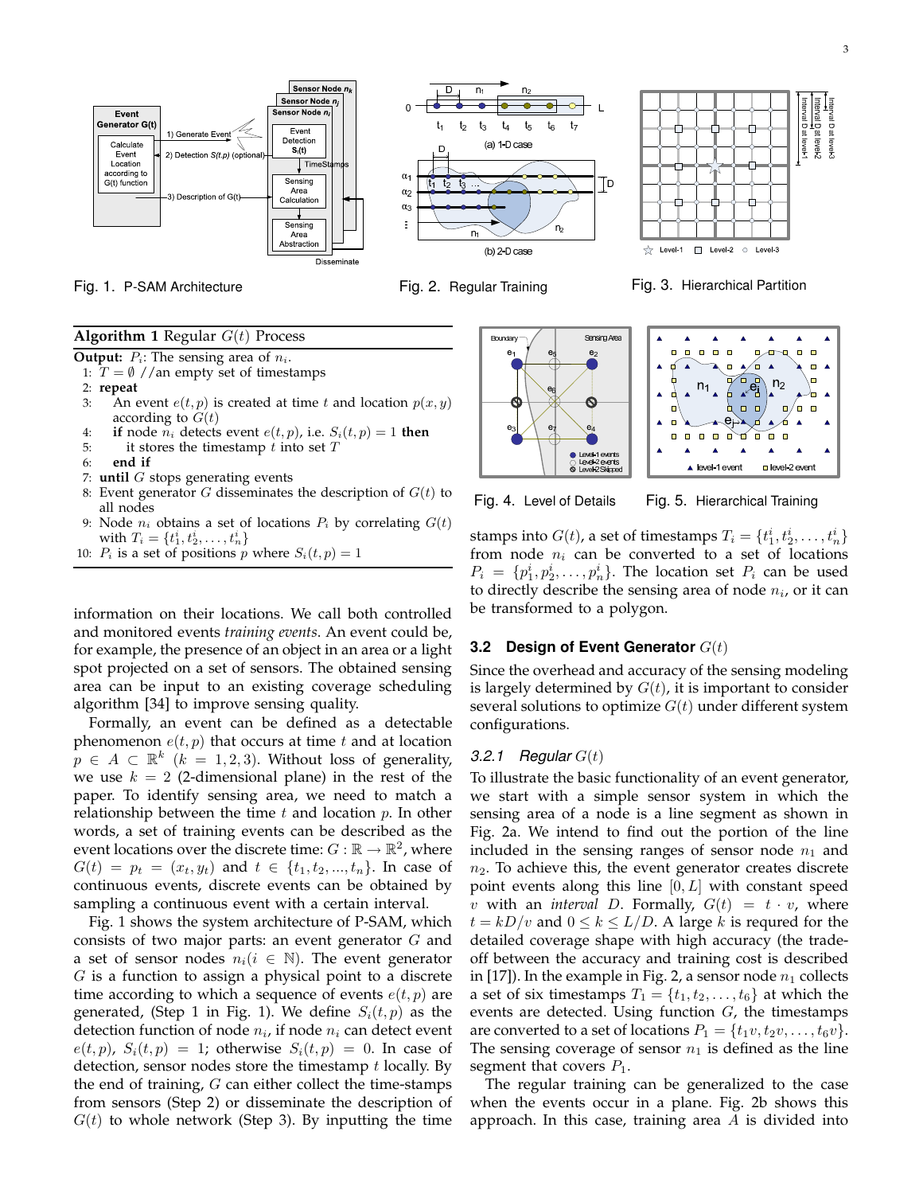Fig. 1. P-SAM Architecture

Fig. 2. Regular Training

Fig. 3. Hierarchical Partition

**Algorithm 1** Regular $G(t)$ Process

**Output:** $P_i$: The sensing area of $n_i$.

1: $T = \emptyset$ //an empty set of timestamps
2: **repeat**
3: An event $e(t,p)$ is created at time $t$ and location $p(x,y)$ according to $G(t)$
4: **if** node $n_i$ detects event $e(t,p)$, i.e. $S_i(t,p) = 1$ **then**
5: it stores the timestamp $t$ into set $T$
6: **end if**
7: **until** $G$ stops generating events
8: Event generator $G$ disseminates the description of $G(t)$ to all nodes
9: Node $n_i$ obtains a set of locations $P_i$ by correlating $G(t)$ with $T_i = \{t_1^i, t_2^i, \ldots, t_n^i\}$
10: $P_i$ is a set of positions $p$ where $S_i(t,p) = 1$

information on their locations. We call both controlled and monitored events *training events*. An event could be, for example, the presence of an object in an area or a light spot projected on a set of sensors. The obtained sensing area can be input to an existing coverage scheduling algorithm [34] to improve sensing quality.

Formally, an event can be defined as a detectable phenomenon $e(t,p)$ that occurs at time $t$ and at location $p \in A \subset \mathbb{R}^k$ ($k = 1, 2, 3$). Without loss of generality, we use $k = 2$ (2-dimensional plane) in the rest of the paper. To identify sensing area, we need to match a relationship between the time $t$ and location $p$. In other words, a set of training events can be described as the event locations over the discrete time: $G : \mathbb{R} \to \mathbb{R}^2$, where $G(t) = p_t = (x_t, y_t)$ and $t \in \{t_1, t_2, ..., t_n\}$. In case of continuous events, discrete events can be obtained by sampling a continuous event with a certain interval.

Fig. 1 shows the system architecture of P-SAM, which consists of two major parts: an event generator $G$ and a set of sensor nodes $n_i (i \in \mathbb{N})$. The event generator $G$ is a function to assign a physical point to a discrete time according to which a sequence of events $e(t,p)$ are generated, (Step 1 in Fig. 1). We define $S_i(t,p)$ as the detection function of node $n_i$, if node $n_i$ can detect event $e(t,p)$, $S_i(t,p) = 1$; otherwise $S_i(t,p) = 0$. In case of detection, sensor nodes store the timestamp $t$ locally. By the end of training, $G$ can either collect the time-stamps from sensors (Step 2) or disseminate the description of $G(t)$ to whole network (Step 3). By inputting the time stamps into $G(t)$, a set of timestamps $T_i = \{t_1^i, t_2^i, \ldots, t_n^i\}$ from node $n_i$ can be converted to a set of locations $P_i = \{p_1^i, p_2^i, \ldots, p_n^i\}$. The location set $P_i$ can be used to directly describe the sensing area of node $n_i$, or it can be transformed to a polygon.

Fig. 4. Level of Details

Fig. 5. Hierarchical Training

### 3.2 Design of Event Generator $G(t)$

Since the overhead and accuracy of the sensing modeling is largely determined by $G(t)$, it is important to consider several solutions to optimize $G(t)$ under different system configurations.

#### 3.2.1 *Regular* $G(t)$

To illustrate the basic functionality of an event generator, we start with a simple sensor system in which the sensing area of a node is a line segment as shown in Fig. 2a. We intend to find out the portion of the line included in the sensing ranges of sensor node $n_1$ and $n_2$. To achieve this, the event generator creates discrete point events along this line $[0, L]$ with constant speed $v$ with an *interval* $D$. Formally, $G(t) = t \cdot v$, where $t = kD/v$ and $0 \le k \le L/D$. A large $k$ is requred for the detailed coverage shape with high accuracy (the trade-off between the accuracy and training cost is described in [17]). In the example in Fig. 2, a sensor node $n_1$ collects a set of six timestamps $T_1 = \{t_1, t_2, \ldots, t_6\}$ at which the events are detected. Using function $G$, the timestamps are converted to a set of locations $P_1 = \{t_1 v, t_2 v, \ldots, t_6 v\}$. The sensing coverage of sensor $n_1$ is defined as the line segment that covers $P_1$.

The regular training can be generalized to the case when the events occur in a plane. Fig. 2b shows this approach. In this case, training area $A$ is divided into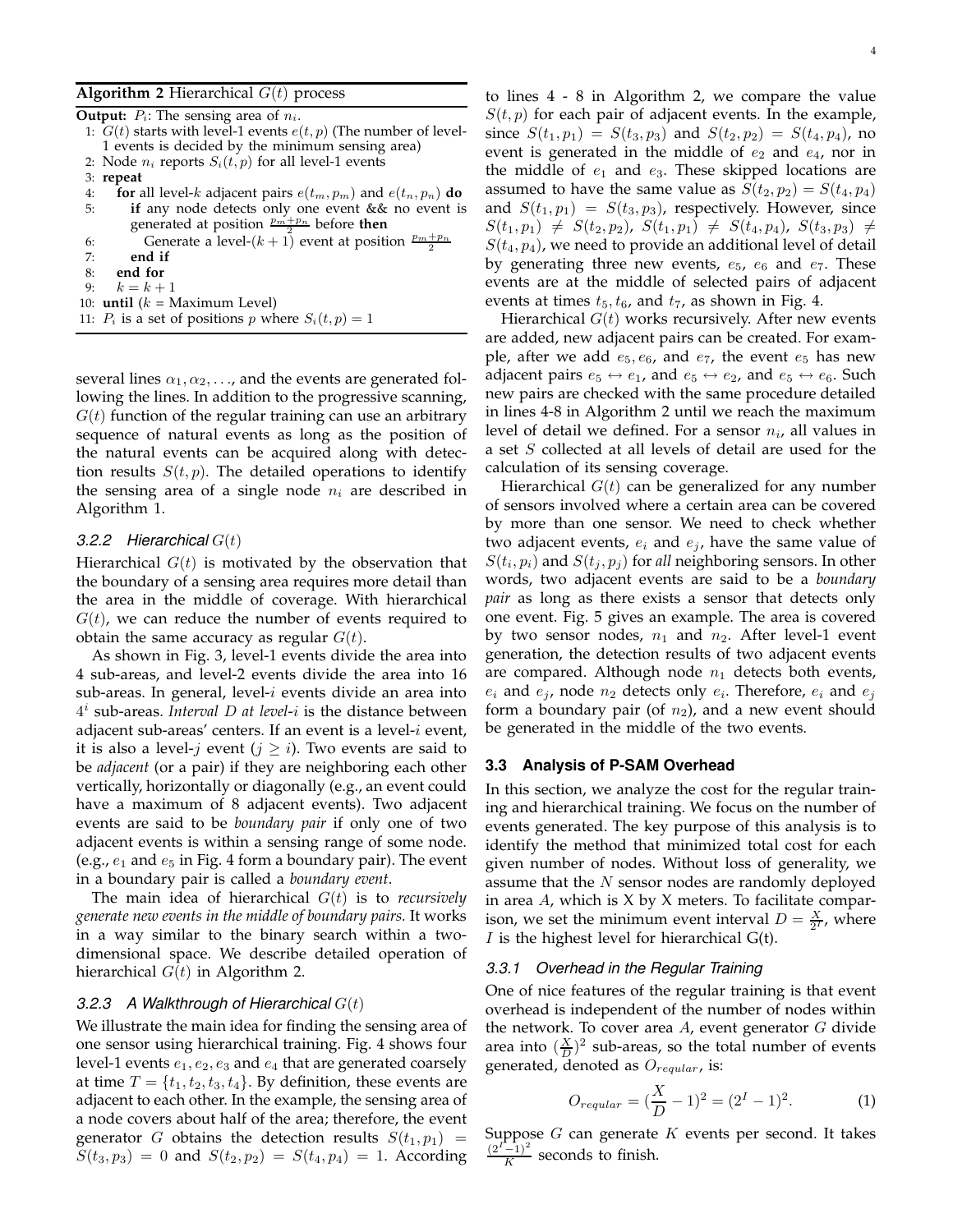**Algorithm 2** Hierarchical $G(t)$ process

**Output:** $P_i$: The sensing area of $n_i$.

1: $G(t)$ starts with level-1 events $e(t,p)$ (The number of level-1 events is decided by the minimum sensing area)
2: Node $n_i$ reports $S_i(t,p)$ for all level-1 events
3: **repeat**
4: **for** all level-$k$ adjacent pairs $e(t_m,p_m)$ and $e(t_n,p_n)$ **do**
5: **if** any node detects only one event && no event is generated at position $\frac{p_m+p_n}{2}$ before **then**
6: Generate a level-$(k+1)$ event at position $\frac{p_m+p_n}{2}$
7: **end if**
8: **end for**
9: $k = k+1$
10: **until** ($k$ = Maximum Level)
11: $P_i$ is a set of positions $p$ where $S_i(t,p)=1$

several lines $\alpha_1, \alpha_2, \ldots$, and the events are generated following the lines. In addition to the progressive scanning, $G(t)$ function of the regular training can use an arbitrary sequence of natural events as long as the position of the natural events can be acquired along with detection results $S(t,p)$. The detailed operations to identify the sensing area of a single node $n_i$ are described in Algorithm 1.

#### 3.2.2 Hierarchical $G(t)$

Hierarchical $G(t)$ is motivated by the observation that the boundary of a sensing area requires more detail than the area in the middle of coverage. With hierarchical $G(t)$, we can reduce the number of events required to obtain the same accuracy as regular $G(t)$.

As shown in Fig. 3, level-1 events divide the area into 4 sub-areas, and level-2 events divide the area into 16 sub-areas. In general, level-$i$ events divide an area into $4^i$ sub-areas. *Interval $D$ at level-$i$* is the distance between adjacent sub-areas' centers. If an event is a level-$i$ event, it is also a level-$j$ event ($j \geq i$). Two events are said to be *adjacent* (or a pair) if they are neighboring each other vertically, horizontally or diagonally (e.g., an event could have a maximum of 8 adjacent events). Two adjacent events are said to be *boundary pair* if only one of two adjacent events is within a sensing range of some node. (e.g., $e_1$ and $e_5$ in Fig. 4 form a boundary pair). The event in a boundary pair is called a *boundary event*.

The main idea of hierarchical $G(t)$ is to *recursively generate new events in the middle of boundary pairs.* It works in a way similar to the binary search within a two-dimensional space. We describe detailed operation of hierarchical $G(t)$ in Algorithm 2.

#### 3.2.3 A Walkthrough of Hierarchical $G(t)$

We illustrate the main idea for finding the sensing area of one sensor using hierarchical training. Fig. 4 shows four level-1 events $e_1, e_2, e_3$ and $e_4$ that are generated coarsely at time $T = \{t_1, t_2, t_3, t_4\}$. By definition, these events are adjacent to each other. In the example, the sensing area of a node covers about half of the area; therefore, the event generator $G$ obtains the detection results $S(t_1,p_1) = S(t_3,p_3) = 0$ and $S(t_2,p_2) = S(t_4,p_4) = 1$. According to lines 4 - 8 in Algorithm 2, we compare the value $S(t,p)$ for each pair of adjacent events. In the example, since $S(t_1,p_1) = S(t_3,p_3)$ and $S(t_2,p_2) = S(t_4,p_4)$, no event is generated in the middle of $e_2$ and $e_4$, nor in the middle of $e_1$ and $e_3$. These skipped locations are assumed to have the same value as $S(t_2,p_2) = S(t_4,p_4)$ and $S(t_1,p_1) = S(t_3,p_3)$, respectively. However, since $S(t_1,p_1) \neq S(t_2,p_2)$, $S(t_1,p_1) \neq S(t_4,p_4)$, $S(t_3,p_3) \neq S(t_4,p_4)$, we need to provide an additional level of detail by generating three new events, $e_5$, $e_6$ and $e_7$. These events are at the middle of selected pairs of adjacent events at times $t_5, t_6$, and $t_7$, as shown in Fig. 4.

Hierarchical $G(t)$ works recursively. After new events are added, new adjacent pairs can be created. For example, after we add $e_5, e_6$, and $e_7$, the event $e_5$ has new adjacent pairs $e_5 \leftrightarrow e_1$, and $e_5 \leftrightarrow e_2$, and $e_5 \leftrightarrow e_6$. Such new pairs are checked with the same procedure detailed in lines 4-8 in Algorithm 2 until we reach the maximum level of detail we defined. For a sensor $n_i$, all values in a set $S$ collected at all levels of detail are used for the calculation of its sensing coverage.

Hierarchical $G(t)$ can be generalized for any number of sensors involved where a certain area can be covered by more than one sensor. We need to check whether two adjacent events, $e_i$ and $e_j$, have the same value of $S(t_i,p_i)$ and $S(t_j,p_j)$ for *all* neighboring sensors. In other words, two adjacent events are said to be a *boundary pair* as long as there exists a sensor that detects only one event. Fig. 5 gives an example. The area is covered by two sensor nodes, $n_1$ and $n_2$. After level-1 event generation, the detection results of two adjacent events are compared. Although node $n_1$ detects both events, $e_i$ and $e_j$, node $n_2$ detects only $e_i$. Therefore, $e_i$ and $e_j$ form a boundary pair (of $n_2$), and a new event should be generated in the middle of the two events.

### 3.3 Analysis of P-SAM Overhead

In this section, we analyze the cost for the regular training and hierarchical training. We focus on the number of events generated. The key purpose of this analysis is to identify the method that minimized total cost for each given number of nodes. Without loss of generality, we assume that the $N$ sensor nodes are randomly deployed in area $A$, which is X by X meters. To facilitate comparison, we set the minimum event interval $D = \frac{X}{2^I}$, where $I$ is the highest level for hierarchical G(t).

#### 3.3.1 Overhead in the Regular Training

One of nice features of the regular training is that event overhead is independent of the number of nodes within the network. To cover area $A$, event generator $G$ divide area into $(\frac{X}{D})^2$ sub-areas, so the total number of events generated, denoted as $O_{reqular}$, is:

$$O_{reqular} = (\frac{X}{D} - 1)^2 = (2^I - 1)^2. \quad (1)$$

Suppose $G$ can generate $K$ events per second. It takes $\frac{(2^I-1)^2}{K}$ seconds to finish.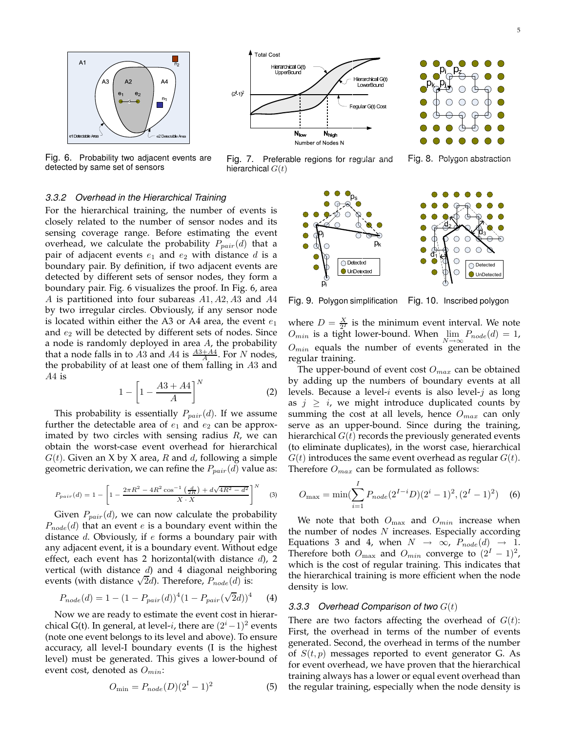Fig. 6. Probability two adjacent events are detected by same set of sensors

Fig. 7. Preferable regions for regular and hierarchical $G(t)$

Fig. 8. Polygon abstraction

### 3.3.2 Overhead in the Hierarchical Training

For the hierarchical training, the number of events is closely related to the number of sensor nodes and its sensing coverage range. Before estimating the event overhead, we calculate the probability $P_{pair}(d)$ that a pair of adjacent events $e_1$ and $e_2$ with distance $d$ is a boundary pair. By definition, if two adjacent events are detected by different sets of sensor nodes, they form a boundary pair. Fig. 6 visualizes the proof. In Fig. 6, area $A$ is partitioned into four subareas $A1, A2, A3$ and $A4$ by two irregular circles. Obviously, if any sensor node is located within either the A3 or A4 area, the event $e_1$ and $e_2$ will be detected by different sets of nodes. Since a node is randomly deployed in area $A$, the probability that a node falls in to $A3$ and $A4$ is $\frac{A3+A4}{A}$. For $N$ nodes, the probability of at least one of them falling in $A3$ and $A4$ is

$$1 - \left[1 - \frac{A3 + A4}{A}\right]^N \quad (2)$$

This probability is essentially $P_{pair}(d)$. If we assume further the detectable area of $e_1$ and $e_2$ can be approximated by two circles with sensing radius $R$, we can obtain the worst-case event overhead for hierarchical $G(t)$. Given an X by X area, $R$ and $d$, following a simple geometric derivation, we can refine the $P_{pair}(d)$ value as:

$$P_{pair}(d) = 1 - \left[1 - \frac{2\pi R^2 - 4R^2\cos^{-1}\left(\frac{d}{2R}\right) + d\sqrt{4R^2 - d^2}}{X \cdot X}\right]^N \quad (3)$$

Given $P_{pair}(d)$, we can now calculate the probability $P_{node}(d)$ that an event $e$ is a boundary event within the distance $d$. Obviously, if $e$ forms a boundary pair with any adjacent event, it is a boundary event. Without edge effect, each event has 2 horizontal(with distance $d$), 2 vertical (with distance $d$) and 4 diagonal neighboring events (with distance $\sqrt{2}d$). Therefore, $P_{node}(d)$ is:

$$P_{node}(d) = 1 - (1 - P_{pair}(d))^4 (1 - P_{pair}(\sqrt{2}d))^4 \quad (4)$$

Now we are ready to estimate the event cost in hierarchical G(t). In general, at level-$i$, there are $(2^i - 1)^2$ events (note one event belongs to its level and above). To ensure accuracy, all level-I boundary events (I is the highest level) must be generated. This gives a lower-bound of event cost, denoted as $O_{min}$:

$$O_{\min} = P_{node}(D)(2^{\mathrm{I}} - 1)^2 \quad (5)$$

Fig. 9. Polygon simplification

Fig. 10. Inscribed polygon

where $D = \frac{X}{2^I}$ is the minimum event interval. We note $O_{min}$ is a tight lower-bound. When $\lim_{N\to\infty} P_{node}(d) = 1$, $O_{min}$ equals the number of events generated in the regular training.

The upper-bound of event cost $O_{max}$ can be obtained by adding up the numbers of boundary events at all levels. Because a level-$i$ events is also level-$j$ as long as $j \geq i$, we might introduce duplicated counts by summing the cost at all levels, hence $O_{max}$ can only serve as an upper-bound. Since during the training, hierarchical $G(t)$ records the previously generated events (to eliminate duplicates), in the worst case, hierarchical $G(t)$ introduces the same event overhead as regular $G(t)$. Therefore $O_{max}$ can be formulated as follows:

$$O_{\max} = \min\left(\sum_{i=1}^{I} P_{node}(2^{I-i}D)(2^i - 1)^2, (2^I - 1)^2\right) \quad (6)$$

We note that both $O_{\max}$ and $O_{min}$ increase when the number of nodes $N$ increases. Especially according Equations 3 and 4, when $N \to \infty$, $P_{node}(d) \to 1$. Therefore both $O_{\max}$ and $O_{min}$ converge to $(2^I - 1)^2$, which is the cost of regular training. This indicates that the hierarchical training is more efficient when the node density is low.

### 3.3.3 Overhead Comparison of two $G(t)$

There are two factors affecting the overhead of $G(t)$: First, the overhead in terms of the number of events generated. Second, the overhead in terms of the number of $S(t, p)$ messages reported to event generator G. As for event overhead, we have proven that the hierarchical training always has a lower or equal event overhead than the regular training, especially when the node density is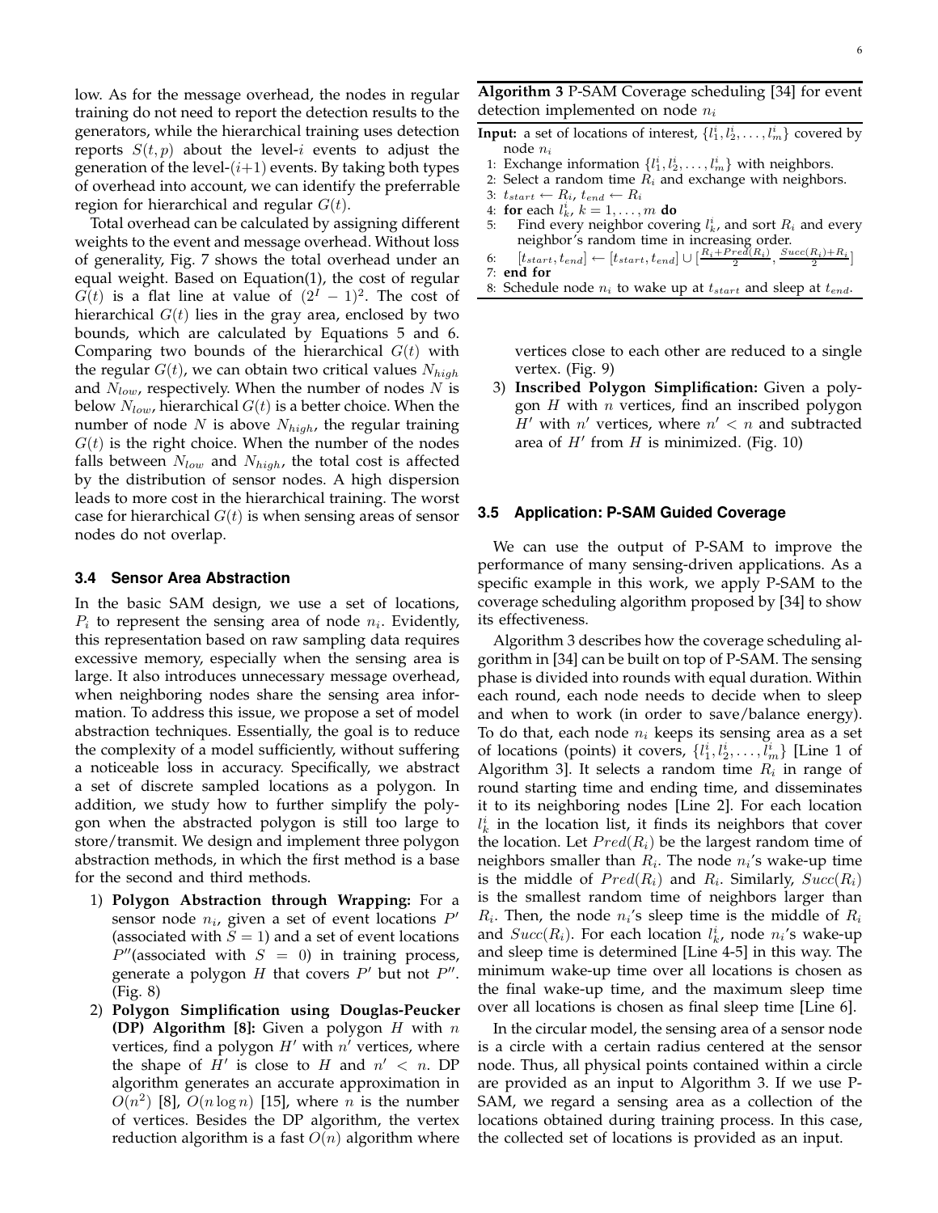low. As for the message overhead, the nodes in regular training do not need to report the detection results to the generators, while the hierarchical training uses detection reports $S(t, p)$ about the level-$i$ events to adjust the generation of the level-$(i+1)$ events. By taking both types of overhead into account, we can identify the preferrable region for hierarchical and regular $G(t)$.

Total overhead can be calculated by assigning different weights to the event and message overhead. Without loss of generality, Fig. 7 shows the total overhead under an equal weight. Based on Equation(1), the cost of regular $G(t)$ is a flat line at value of $(2^I - 1)^2$. The cost of hierarchical $G(t)$ lies in the gray area, enclosed by two bounds, which are calculated by Equations 5 and 6. Comparing two bounds of the hierarchical $G(t)$ with the regular $G(t)$, we can obtain two critical values $N_{high}$ and $N_{low}$, respectively. When the number of nodes $N$ is below $N_{low}$, hierarchical $G(t)$ is a better choice. When the number of node $N$ is above $N_{high}$, the regular training $G(t)$ is the right choice. When the number of the nodes falls between $N_{low}$ and $N_{high}$, the total cost is affected by the distribution of sensor nodes. A high dispersion leads to more cost in the hierarchical training. The worst case for hierarchical $G(t)$ is when sensing areas of sensor nodes do not overlap.

### 3.4 Sensor Area Abstraction

In the basic SAM design, we use a set of locations, $P_i$ to represent the sensing area of node $n_i$. Evidently, this representation based on raw sampling data requires excessive memory, especially when the sensing area is large. It also introduces unnecessary message overhead, when neighboring nodes share the sensing area information. To address this issue, we propose a set of model abstraction techniques. Essentially, the goal is to reduce the complexity of a model sufficiently, without suffering a noticeable loss in accuracy. Specifically, we abstract a set of discrete sampled locations as a polygon. In addition, we study how to further simplify the polygon when the abstracted polygon is still too large to store/transmit. We design and implement three polygon abstraction methods, in which the first method is a base for the second and third methods.

1) **Polygon Abstraction through Wrapping:** For a sensor node $n_i$, given a set of event locations $P'$ (associated with $S = 1$) and a set of event locations $P''$(associated with $S = 0$) in training process, generate a polygon $H$ that covers $P'$ but not $P''$. (Fig. 8)
2) **Polygon Simplification using Douglas-Peucker (DP) Algorithm [8]:** Given a polygon $H$ with $n$ vertices, find a polygon $H'$ with $n'$ vertices, where the shape of $H'$ is close to $H$ and $n' < n$. DP algorithm generates an accurate approximation in $O(n^2)$ [8], $O(n \log n)$ [15], where $n$ is the number of vertices. Besides the DP algorithm, the vertex reduction algorithm is a fast $O(n)$ algorithm where vertices close to each other are reduced to a single vertex. (Fig. 9)
3) **Inscribed Polygon Simplification:** Given a polygon $H$ with $n$ vertices, find an inscribed polygon $H'$ with $n'$ vertices, where $n' < n$ and subtracted area of $H'$ from $H$ is minimized. (Fig. 10)

**Algorithm 3** P-SAM Coverage scheduling [34] for event detection implemented on node $n_i$

**Input:** a set of locations of interest, $\{l_1^i, l_2^i, \ldots, l_m^i\}$ covered by node $n_i$

```
1: Exchange information {l_1^i, l_2^i, ..., l_m^i} with neighbors.
2: Select a random time R_i and exchange with neighbors.
3: t_start ← R_i, t_end ← R_i
4: for each l_k^i, k = 1, ..., m do
5:    Find every neighbor covering l_k^i, and sort R_i and every
      neighbor's random time in increasing order.
6:    [t_start, t_end] ← [t_start, t_end] ∪ [(R_i + Pred(R_i))/2, (Succ(R_i) + R_i)/2]
7: end for
8: Schedule node n_i to wake up at t_start and sleep at t_end.
```

### 3.5 Application: P-SAM Guided Coverage

We can use the output of P-SAM to improve the performance of many sensing-driven applications. As a specific example in this work, we apply P-SAM to the coverage scheduling algorithm proposed by [34] to show its effectiveness.

Algorithm 3 describes how the coverage scheduling algorithm in [34] can be built on top of P-SAM. The sensing phase is divided into rounds with equal duration. Within each round, each node needs to decide when to sleep and when to work (in order to save/balance energy). To do that, each node $n_i$ keeps its sensing area as a set of locations (points) it covers, $\{l_1^i, l_2^i, \ldots, l_m^i\}$ [Line 1 of Algorithm 3]. It selects a random time $R_i$ in range of round starting time and ending time, and disseminates it to its neighboring nodes [Line 2]. For each location $l_k^i$ in the location list, it finds its neighbors that cover the location. Let $Pred(R_i)$ be the largest random time of neighbors smaller than $R_i$. The node $n_i$'s wake-up time is the middle of $Pred(R_i)$ and $R_i$. Similarly, $Succ(R_i)$ is the smallest random time of neighbors larger than $R_i$. Then, the node $n_i$'s sleep time is the middle of $R_i$ and $Succ(R_i)$. For each location $l_k^i$, node $n_i$'s wake-up and sleep time is determined [Line 4-5] in this way. The minimum wake-up time over all locations is chosen as the final wake-up time, and the maximum sleep time over all locations is chosen as final sleep time [Line 6].

In the circular model, the sensing area of a sensor node is a circle with a certain radius centered at the sensor node. Thus, all physical points contained within a circle are provided as an input to Algorithm 3. If we use P-SAM, we regard a sensing area as a collection of the locations obtained during training process. In this case, the collected set of locations is provided as an input.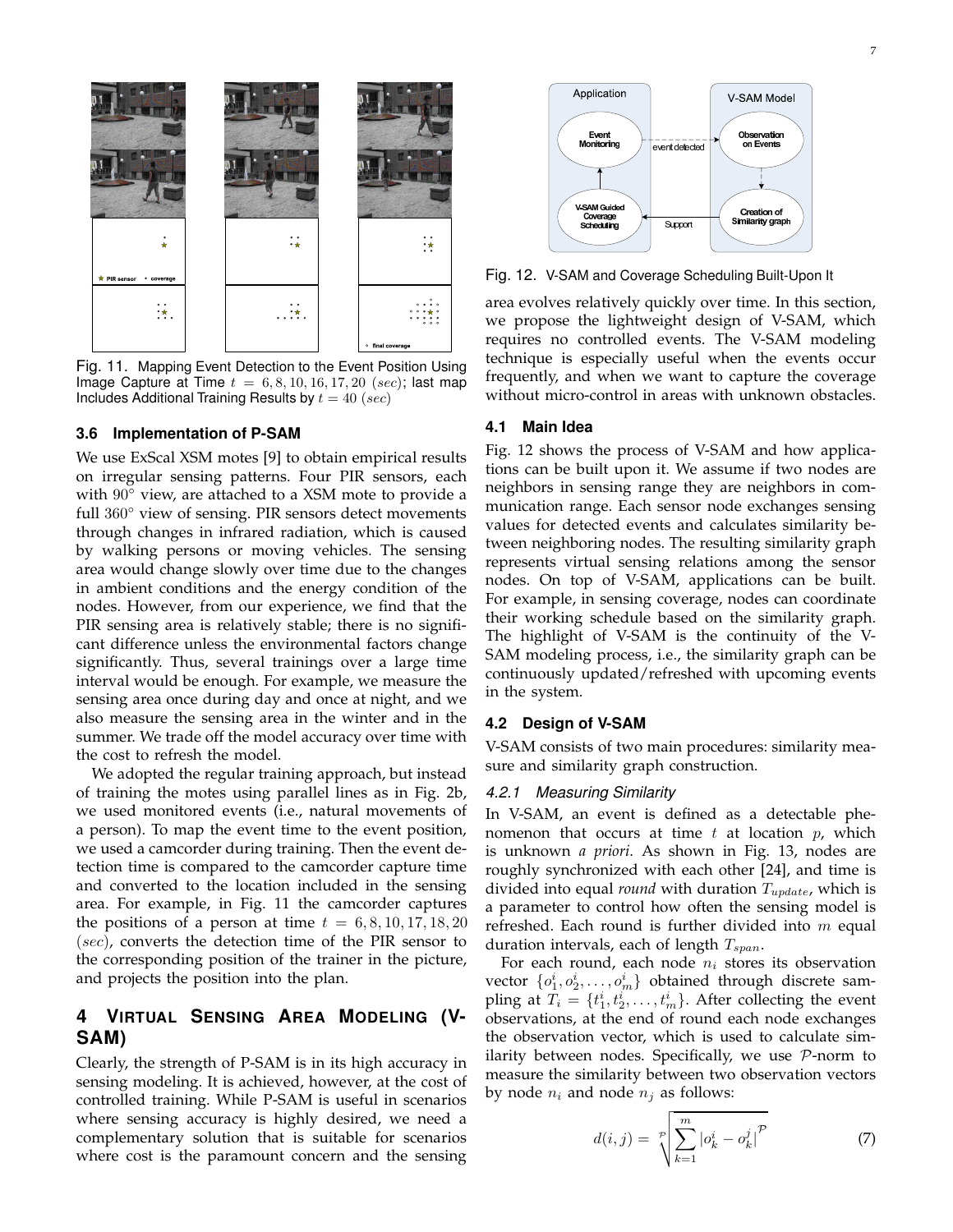Fig. 11. Mapping Event Detection to the Event Position Using Image Capture at Time $t = 6, 8, 10, 16, 17, 20$ $(sec)$; last map Includes Additional Training Results by $t = 40$ $(sec)$

### 3.6 Implementation of P-SAM

We use ExScal XSM motes [9] to obtain empirical results on irregular sensing patterns. Four PIR sensors, each with $90^\circ$ view, are attached to a XSM mote to provide a full $360^\circ$ view of sensing. PIR sensors detect movements through changes in infrared radiation, which is caused by walking persons or moving vehicles. The sensing area would change slowly over time due to the changes in ambient conditions and the energy condition of the nodes. However, from our experience, we find that the PIR sensing area is relatively stable; there is no significant difference unless the environmental factors change significantly. Thus, several trainings over a large time interval would be enough. For example, we measure the sensing area once during day and once at night, and we also measure the sensing area in the winter and in the summer. We trade off the model accuracy over time with the cost to refresh the model.

We adopted the regular training approach, but instead of training the motes using parallel lines as in Fig. 2b, we used monitored events (i.e., natural movements of a person). To map the event time to the event position, we used a camcorder during training. Then the event detection time is compared to the camcorder capture time and converted to the location included in the sensing area. For example, in Fig. 11 the camcorder captures the positions of a person at time $t = 6, 8, 10, 17, 18, 20$ $(sec)$, converts the detection time of the PIR sensor to the corresponding position of the trainer in the picture, and projects the position into the plan.

## 4 Virtual Sensing Area Modeling (V-SAM)

Clearly, the strength of P-SAM is in its high accuracy in sensing modeling. It is achieved, however, at the cost of controlled training. While P-SAM is useful in scenarios where sensing accuracy is highly desired, we need a complementary solution that is suitable for scenarios where cost is the paramount concern and the sensing area evolves relatively quickly over time. In this section, we propose the lightweight design of V-SAM, which requires no controlled events. The V-SAM modeling technique is especially useful when the events occur frequently, and when we want to capture the coverage without micro-control in areas with unknown obstacles.

Fig. 12. V-SAM and Coverage Scheduling Built-Upon It

### 4.1 Main Idea

Fig. 12 shows the process of V-SAM and how applications can be built upon it. We assume if two nodes are neighbors in sensing range they are neighbors in communication range. Each sensor node exchanges sensing values for detected events and calculates similarity between neighboring nodes. The resulting similarity graph represents virtual sensing relations among the sensor nodes. On top of V-SAM, applications can be built. For example, in sensing coverage, nodes can coordinate their working schedule based on the similarity graph. The highlight of V-SAM is the continuity of the V-SAM modeling process, i.e., the similarity graph can be continuously updated/refreshed with upcoming events in the system.

### 4.2 Design of V-SAM

V-SAM consists of two main procedures: similarity measure and similarity graph construction.

#### 4.2.1 Measuring Similarity

In V-SAM, an event is defined as a detectable phenomenon that occurs at time $t$ at location $p$, which is unknown *a priori*. As shown in Fig. 13, nodes are roughly synchronized with each other [24], and time is divided into equal *round* with duration $T_{update}$, which is a parameter to control how often the sensing model is refreshed. Each round is further divided into $m$ equal duration intervals, each of length $T_{span}$.

For each round, each node $n_i$ stores its observation vector $\{o^i_1, o^i_2, \ldots, o^i_m\}$ obtained through discrete sampling at $T_i = \{t^i_1, t^i_2, \ldots, t^i_m\}$. After collecting the event observations, at the end of round each node exchanges the observation vector, which is used to calculate similarity between nodes. Specifically, we use $\mathcal{P}$-norm to measure the similarity between two observation vectors by node $n_i$ and node $n_j$ as follows:

$$d(i,j) = \sqrt[\mathcal{P}]{\sum_{k=1}^{m} |o^i_k - o^j_k|^{\mathcal{P}}} \tag{7}$$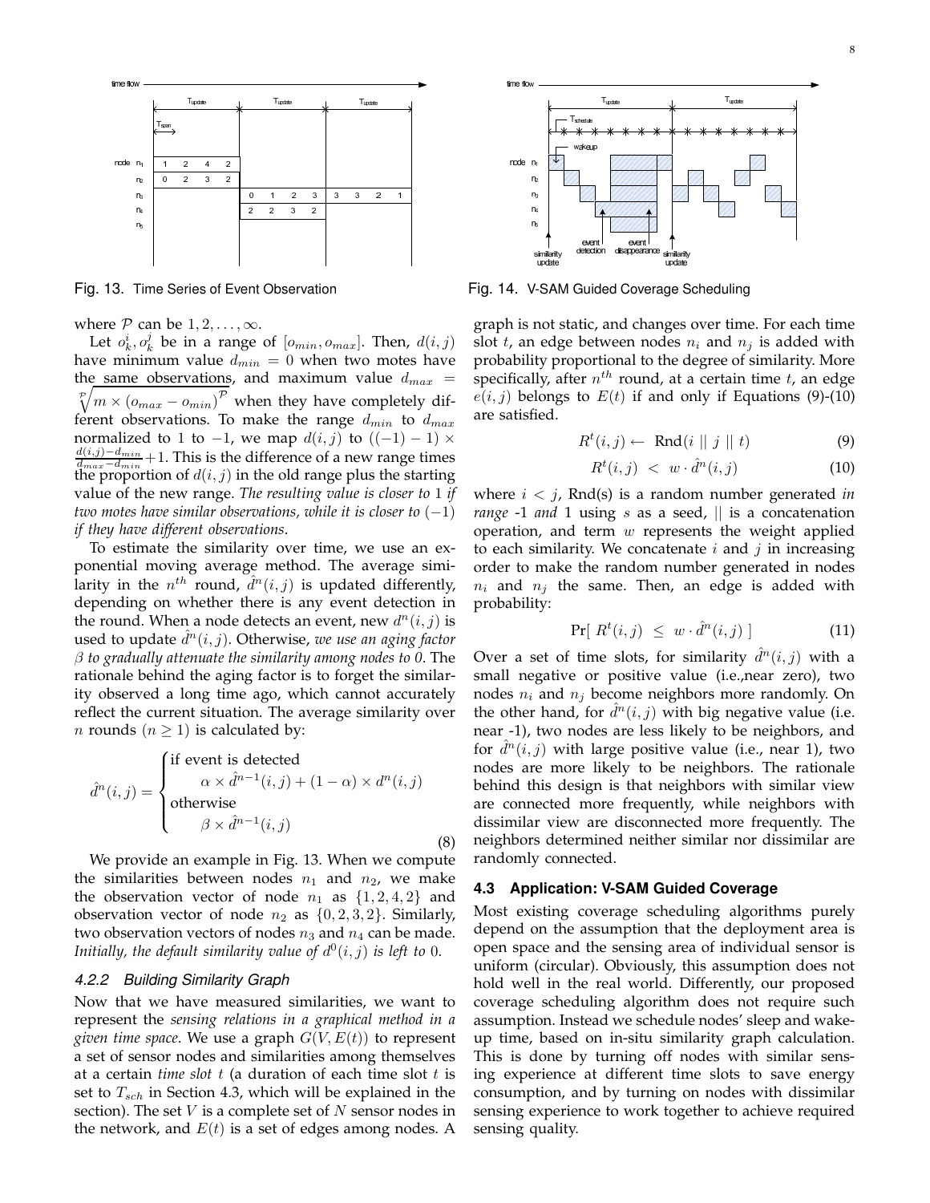Fig. 13. Time Series of Event Observation

Fig. 14. V-SAM Guided Coverage Scheduling

where $\mathcal{P}$ can be $1, 2, \ldots, \infty$.

Let $o_k^i, o_k^j$ be in a range of $[o_{min}, o_{max}]$. Then, $d(i,j)$ have minimum value $d_{min} = 0$ when two motes have the same observations, and maximum value $d_{max} = \sqrt[\mathcal{P}]{m \times (o_{max} - o_{min})^{\mathcal{P}}}$ when they have completely different observations. To make the range $d_{min}$ to $d_{max}$ normalized to 1 to $-1$, we map $d(i,j)$ to $((-1) - 1) \times \frac{d(i,j) - d_{min}}{d_{max} - d_{min}} + 1$. This is the difference of a new range times the proportion of $d(i,j)$ in the old range plus the starting value of the new range. *The resulting value is closer to* 1 *if two motes have similar observations, while it is closer to* $(-1)$ *if they have different observations*.

To estimate the similarity over time, we use an exponential moving average method. The average similarity in the $n^{th}$ round, $\hat{d}^n(i,j)$ is updated differently, depending on whether there is any event detection in the round. When a node detects an event, new $d^n(i,j)$ is used to update $\hat{d}^n(i,j)$. Otherwise, *we use an aging factor* $\beta$ *to gradually attenuate the similarity among nodes to 0*. The rationale behind the aging factor is to forget the similarity observed a long time ago, which cannot accurately reflect the current situation. The average similarity over $n$ rounds ($n \geq 1$) is calculated by:

$$\hat{d}^n(i,j) = \begin{cases} \text{if event is detected} \\ \qquad \alpha \times \hat{d}^{n-1}(i,j) + (1-\alpha) \times d^n(i,j) \\ \text{otherwise} \\ \qquad \beta \times \hat{d}^{n-1}(i,j) \end{cases} \tag{8}$$

We provide an example in Fig. 13. When we compute the similarities between nodes $n_1$ and $n_2$, we make the observation vector of node $n_1$ as $\{1, 2, 4, 2\}$ and observation vector of node $n_2$ as $\{0, 2, 3, 2\}$. Similarly, two observation vectors of nodes $n_3$ and $n_4$ can be made. *Initially, the default similarity value of* $\hat{d}^0(i,j)$ *is left to* 0.

#### *4.2.2 Building Similarity Graph*

Now that we have measured similarities, we want to represent the *sensing relations in a graphical method in a given time space*. We use a graph $G(V, E(t))$ to represent a set of sensor nodes and similarities among themselves at a certain *time slot* $t$ (a duration of each time slot $t$ is set to $T_{sch}$ in Section 4.3, which will be explained in the section). The set $V$ is a complete set of $N$ sensor nodes in the network, and $E(t)$ is a set of edges among nodes. A graph is not static, and changes over time. For each time slot $t$, an edge between nodes $n_i$ and $n_j$ is added with probability proportional to the degree of similarity. More specifically, after $n^{th}$ round, at a certain time $t$, an edge $e(i,j)$ belongs to $E(t)$ if and only if Equations (9)-(10) are satisfied.

$$R^t(i,j) \leftarrow \text{ Rnd}(i \;||\; j \;||\; t) \tag{9}$$

$$R^t(i,j) \;<\; w \cdot \hat{d}^n(i,j) \tag{10}$$

where $i < j$, Rnd(s) is a random number generated *in range* -1 *and* 1 using $s$ as a seed, $||$ is a concatenation operation, and term $w$ represents the weight applied to each similarity. We concatenate $i$ and $j$ in increasing order to make the random number generated in nodes $n_i$ and $n_j$ the same. Then, an edge is added with probability:

$$\Pr[\; R^t(i,j) \;\leq\; w \cdot \hat{d}^n(i,j) \;] \tag{11}$$

Over a set of time slots, for similarity $\hat{d}^n(i,j)$ with a small negative or positive value (i.e.,near zero), two nodes $n_i$ and $n_j$ become neighbors more randomly. On the other hand, for $\hat{d}^n(i,j)$ with big negative value (i.e. near -1), two nodes are less likely to be neighbors, and for $\hat{d}^n(i,j)$ with large positive value (i.e., near 1), two nodes are more likely to be neighbors. The rationale behind this design is that neighbors with similar view are connected more frequently, while neighbors with dissimilar view are disconnected more frequently. The neighbors determined neither similar nor dissimilar are randomly connected.

### 4.3 Application: V-SAM Guided Coverage

Most existing coverage scheduling algorithms purely depend on the assumption that the deployment area is open space and the sensing area of individual sensor is uniform (circular). Obviously, this assumption does not hold well in the real world. Differently, our proposed coverage scheduling algorithm does not require such assumption. Instead we schedule nodes' sleep and wakeup time, based on in-situ similarity graph calculation. This is done by turning off nodes with similar sensing experience at different time slots to save energy consumption, and by turning on nodes with dissimilar sensing experience to work together to achieve required sensing quality.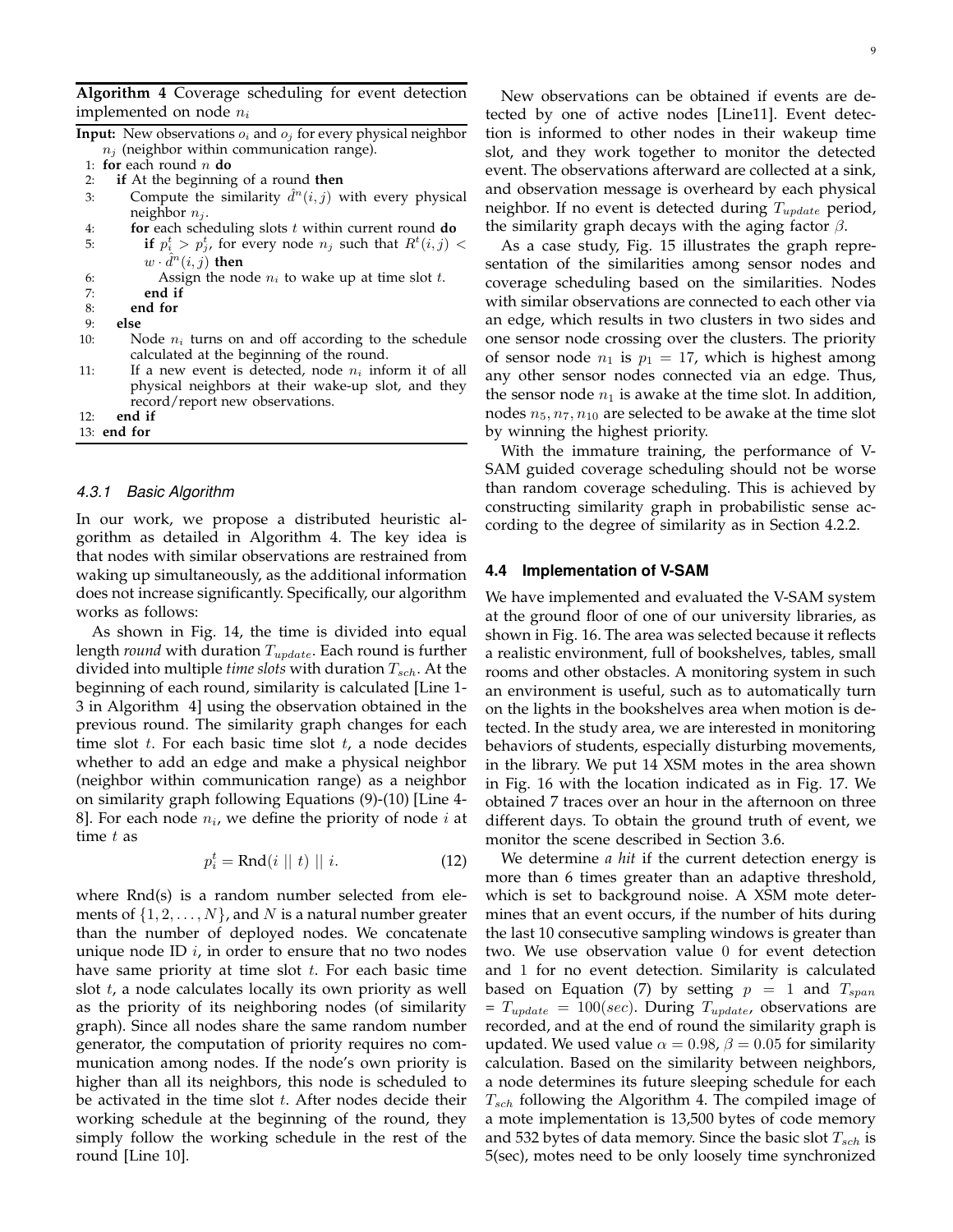**Algorithm 4** Coverage scheduling for event detection implemented on node $n_i$

**Input:** New observations $o_i$ and $o_j$ for every physical neighbor $n_j$ (neighbor within communication range).

```
1:  for each round n do
2:    if At the beginning of a round then
3:      Compute the similarity d̂^n(i, j) with every physical neighbor n_j.
4:      for each scheduling slots t within current round do
5:        if p_i^t > p_j^t, for every node n_j such that R^t(i, j) < w · d̂^n(i, j) then
6:          Assign the node n_i to wake up at time slot t.
7:        end if
8:      end for
9:    else
10:     Node n_i turns on and off according to the schedule calculated at the beginning of the round.
11:     If a new event is detected, node n_i inform it of all physical neighbors at their wake-up slot, and they record/report new observations.
12:   end if
13: end for
```

#### *4.3.1 Basic Algorithm*

In our work, we propose a distributed heuristic algorithm as detailed in Algorithm 4. The key idea is that nodes with similar observations are restrained from waking up simultaneously, as the additional information does not increase significantly. Specifically, our algorithm works as follows:

As shown in Fig. 14, the time is divided into equal length *round* with duration $T_{update}$. Each round is further divided into multiple *time slots* with duration $T_{sch}$. At the beginning of each round, similarity is calculated [Line 1-3 in Algorithm 4] using the observation obtained in the previous round. The similarity graph changes for each time slot $t$. For each basic time slot $t$, a node decides whether to add an edge and make a physical neighbor (neighbor within communication range) as a neighbor on similarity graph following Equations (9)-(10) [Line 4-8]. For each node $n_i$, we define the priority of node $i$ at time $t$ as

$$p_i^t = \text{Rnd}(i \mid\mid t) \mid\mid i. \tag{12}$$

where Rnd(s) is a random number selected from elements of $\{1, 2, \ldots, N\}$, and $N$ is a natural number greater than the number of deployed nodes. We concatenate unique node ID $i$, in order to ensure that no two nodes have same priority at time slot $t$. For each basic time slot $t$, a node calculates locally its own priority as well as the priority of its neighboring nodes (of similarity graph). Since all nodes share the same random number generator, the computation of priority requires no communication among nodes. If the node's own priority is higher than all its neighbors, this node is scheduled to be activated in the time slot $t$. After nodes decide their working schedule at the beginning of the round, they simply follow the working schedule in the rest of the round [Line 10].

New observations can be obtained if events are detected by one of active nodes [Line11]. Event detection is informed to other nodes in their wakeup time slot, and they work together to monitor the detected event. The observations afterward are collected at a sink, and observation message is overheard by each physical neighbor. If no event is detected during $T_{update}$ period, the similarity graph decays with the aging factor $\beta$.

As a case study, Fig. 15 illustrates the graph representation of the similarities among sensor nodes and coverage scheduling based on the similarities. Nodes with similar observations are connected to each other via an edge, which results in two clusters in two sides and one sensor node crossing over the clusters. The priority of sensor node $n_1$ is $p_1 = 17$, which is highest among any other sensor nodes connected via an edge. Thus, the sensor node $n_1$ is awake at the time slot. In addition, nodes $n_5, n_7, n_{10}$ are selected to be awake at the time slot by winning the highest priority.

With the immature training, the performance of V-SAM guided coverage scheduling should not be worse than random coverage scheduling. This is achieved by constructing similarity graph in probabilistic sense according to the degree of similarity as in Section 4.2.2.

### 4.4 Implementation of V-SAM

We have implemented and evaluated the V-SAM system at the ground floor of one of our university libraries, as shown in Fig. 16. The area was selected because it reflects a realistic environment, full of bookshelves, tables, small rooms and other obstacles. A monitoring system in such an environment is useful, such as to automatically turn on the lights in the bookshelves area when motion is detected. In the study area, we are interested in monitoring behaviors of students, especially disturbing movements, in the library. We put 14 XSM motes in the area shown in Fig. 16 with the location indicated as in Fig. 17. We obtained 7 traces over an hour in the afternoon on three different days. To obtain the ground truth of event, we monitor the scene described in Section 3.6.

We determine *a hit* if the current detection energy is more than 6 times greater than an adaptive threshold, which is set to background noise. A XSM mote determines that an event occurs, if the number of hits during the last 10 consecutive sampling windows is greater than two. We use observation value 0 for event detection and 1 for no event detection. Similarity is calculated based on Equation (7) by setting $p = 1$ and $T_{span} = T_{update} = 100(sec)$. During $T_{update}$, observations are recorded, and at the end of round the similarity graph is updated. We used value $\alpha = 0.98$, $\beta = 0.05$ for similarity calculation. Based on the similarity between neighbors, a node determines its future sleeping schedule for each $T_{sch}$ following the Algorithm 4. The compiled image of a mote implementation is 13,500 bytes of code memory and 532 bytes of data memory. Since the basic slot $T_{sch}$ is 5(sec), motes need to be only loosely time synchronized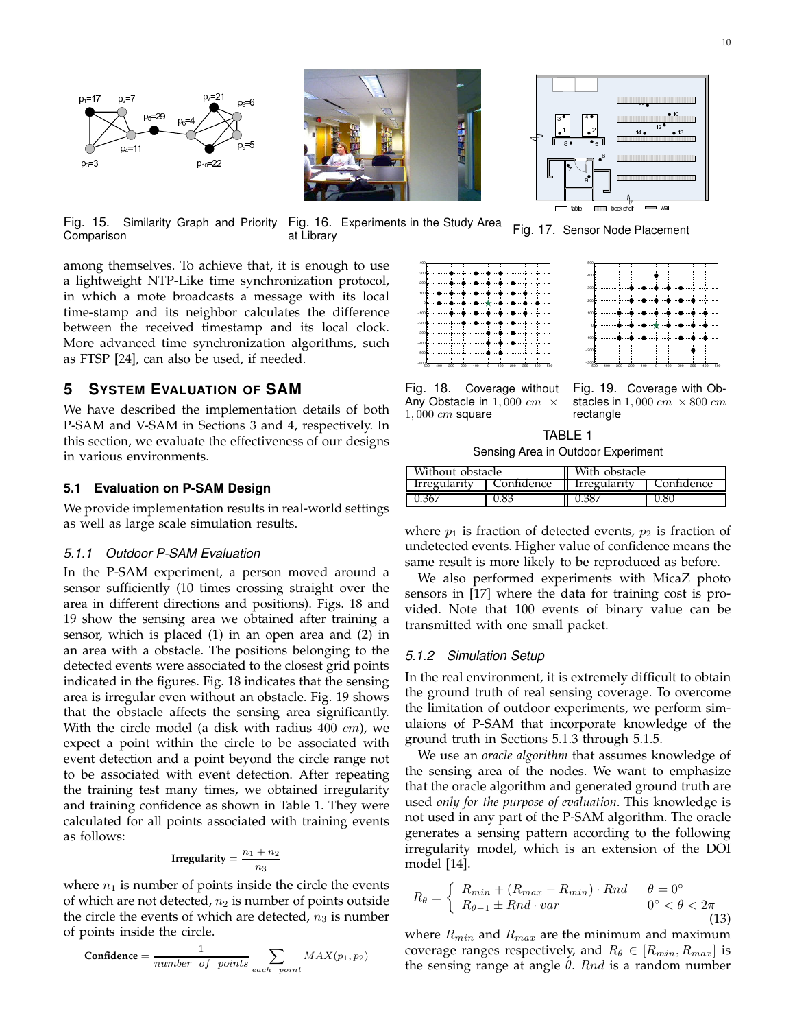Fig. 15. Similarity Graph and Priority Comparison

Fig. 16. Experiments in the Study Area at Library

Fig. 17. Sensor Node Placement

among themselves. To achieve that, it is enough to use a lightweight NTP-Like time synchronization protocol, in which a mote broadcasts a message with its local time-stamp and its neighbor calculates the difference between the received timestamp and its local clock. More advanced time synchronization algorithms, such as FTSP [24], can also be used, if needed.

## 5 System Evaluation of SAM

We have described the implementation details of both P-SAM and V-SAM in Sections 3 and 4, respectively. In this section, we evaluate the effectiveness of our designs in various environments.

### 5.1 Evaluation on P-SAM Design

We provide implementation results in real-world settings as well as large scale simulation results.

#### 5.1.1 Outdoor P-SAM Evaluation

In the P-SAM experiment, a person moved around a sensor sufficiently (10 times crossing straight over the area in different directions and positions). Figs. 18 and 19 show the sensing area we obtained after training a sensor, which is placed (1) in an open area and (2) in an area with a obstacle. The positions belonging to the detected events were associated to the closest grid points indicated in the figures. Fig. 18 indicates that the sensing area is irregular even without an obstacle. Fig. 19 shows that the obstacle affects the sensing area significantly. With the circle model (a disk with radius $400\ cm$), we expect a point within the circle to be associated with event detection and a point beyond the circle range not to be associated with event detection. After repeating the training test many times, we obtained irregularity and training confidence as shown in Table 1. They were calculated for all points associated with training events as follows:

$$\textbf{Irregularity} = \frac{n_1 + n_2}{n_3}$$

where $n_1$ is number of points inside the circle the events of which are not detected, $n_2$ is number of points outside the circle the events of which are detected, $n_3$ is number of points inside the circle.

$$\textbf{Confidence} = \frac{1}{number\ \ of\ \ points} \sum_{each\ \ point} MAX(p_1, p_2)$$

Fig. 18. Coverage without Any Obstacle in $1,000\ cm\ \times$ $1,000\ cm$ square

Fig. 19. Coverage with Obstacles in $1,000\ cm\ \times 800\ cm$ rectangle

TABLE 1
Sensing Area in Outdoor Experiment

| Without obstacle | | With obstacle | |
|---|---|---|---|
| Irregularity | Confidence | Irregularity | Confidence |
| 0.367 | 0.83 | 0.387 | 0.80 |

where $p_1$ is fraction of detected events, $p_2$ is fraction of undetected events. Higher value of confidence means the same result is more likely to be reproduced as before.

We also performed experiments with MicaZ photo sensors in [17] where the data for training cost is provided. Note that 100 events of binary value can be transmitted with one small packet.

#### 5.1.2 Simulation Setup

In the real environment, it is extremely difficult to obtain the ground truth of real sensing coverage. To overcome the limitation of outdoor experiments, we perform simulaions of P-SAM that incorporate knowledge of the ground truth in Sections 5.1.3 through 5.1.5.

We use an *oracle algorithm* that assumes knowledge of the sensing area of the nodes. We want to emphasize that the oracle algorithm and generated ground truth are used *only for the purpose of evaluation*. This knowledge is not used in any part of the P-SAM algorithm. The oracle generates a sensing pattern according to the following irregularity model, which is an extension of the DOI model [14].

$$R_\theta = \begin{cases} R_{min} + (R_{max} - R_{min}) \cdot Rnd & \theta = 0^\circ \\ R_{\theta-1} \pm Rnd \cdot var & 0^\circ < \theta < 2\pi \end{cases} \tag{13}$$

where $R_{min}$ and $R_{max}$ are the minimum and maximum coverage ranges respectively, and $R_\theta \in [R_{min}, R_{max}]$ is the sensing range at angle $\theta$. $Rnd$ is a random number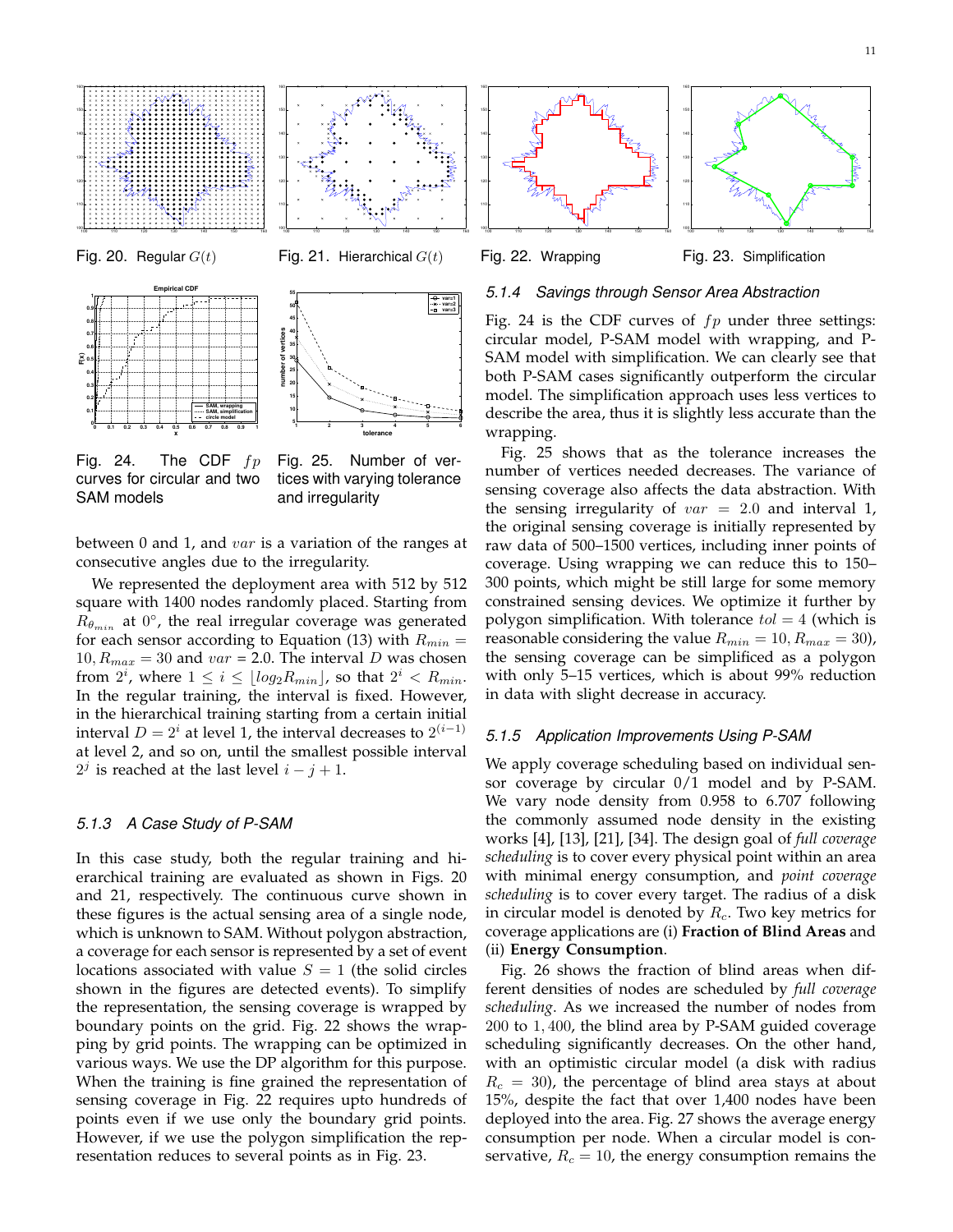Fig. 20. Regular $G(t)$

Fig. 21. Hierarchical $G(t)$

Fig. 22. Wrapping

Fig. 23. Simplification

Fig. 24. The CDF $fp$ curves for circular and two SAM models

Fig. 25. Number of vertices with varying tolerance and irregularity

between 0 and 1, and $var$ is a variation of the ranges at consecutive angles due to the irregularity.

We represented the deployment area with 512 by 512 square with 1400 nodes randomly placed. Starting from $R_{\theta_{min}}$ at 0°, the real irregular coverage was generated for each sensor according to Equation (13) with $R_{min} = 10, R_{max} = 30$ and $var$ = 2.0. The interval $D$ was chosen from $2^i$, where $1 \leq i \leq \lfloor log_2 R_{min} \rfloor$, so that $2^i < R_{min}$. In the regular training, the interval is fixed. However, in the hierarchical training starting from a certain initial interval $D = 2^i$ at level 1, the interval decreases to $2^{(i-1)}$ at level 2, and so on, until the smallest possible interval $2^j$ is reached at the last level $i - j + 1$.

#### 5.1.3 A Case Study of P-SAM

In this case study, both the regular training and hierarchical training are evaluated as shown in Figs. 20 and 21, respectively. The continuous curve shown in these figures is the actual sensing area of a single node, which is unknown to SAM. Without polygon abstraction, a coverage for each sensor is represented by a set of event locations associated with value $S = 1$ (the solid circles shown in the figures are detected events). To simplify the representation, the sensing coverage is wrapped by boundary points on the grid. Fig. 22 shows the wrapping by grid points. The wrapping can be optimized in various ways. We use the DP algorithm for this purpose. When the training is fine grained the representation of sensing coverage in Fig. 22 requires upto hundreds of points even if we use only the boundary grid points. However, if we use the polygon simplification the representation reduces to several points as in Fig. 23.

#### 5.1.4 Savings through Sensor Area Abstraction

Fig. 24 is the CDF curves of $fp$ under three settings: circular model, P-SAM model with wrapping, and P-SAM model with simplification. We can clearly see that both P-SAM cases significantly outperform the circular model. The simplification approach uses less vertices to describe the area, thus it is slightly less accurate than the wrapping.

Fig. 25 shows that as the tolerance increases the number of vertices needed decreases. The variance of sensing coverage also affects the data abstraction. With the sensing irregularity of $var = 2.0$ and interval 1, the original sensing coverage is initially represented by raw data of 500–1500 vertices, including inner points of coverage. Using wrapping we can reduce this to 150–300 points, which might be still large for some memory constrained sensing devices. We optimize it further by polygon simplification. With tolerance $tol = 4$ (which is reasonable considering the value $R_{min} = 10, R_{max} = 30$), the sensing coverage can be simplificed as a polygon with only 5–15 vertices, which is about 99% reduction in data with slight decrease in accuracy.

#### 5.1.5 Application Improvements Using P-SAM

We apply coverage scheduling based on individual sensor coverage by circular $0/1$ model and by P-SAM. We vary node density from 0.958 to 6.707 following the commonly assumed node density in the existing works [4], [13], [21], [34]. The design goal of *full coverage scheduling* is to cover every physical point within an area with minimal energy consumption, and *point coverage scheduling* is to cover every target. The radius of a disk in circular model is denoted by $R_c$. Two key metrics for coverage applications are (i) **Fraction of Blind Areas** and (ii) **Energy Consumption**.

Fig. 26 shows the fraction of blind areas when different densities of nodes are scheduled by *full coverage scheduling*. As we increased the number of nodes from 200 to 1,400, the blind area by P-SAM guided coverage scheduling significantly decreases. On the other hand, with an optimistic circular model (a disk with radius $R_c = 30$), the percentage of blind area stays at about 15%, despite the fact that over 1,400 nodes have been deployed into the area. Fig. 27 shows the average energy consumption per node. When a circular model is conservative, $R_c = 10$, the energy consumption remains the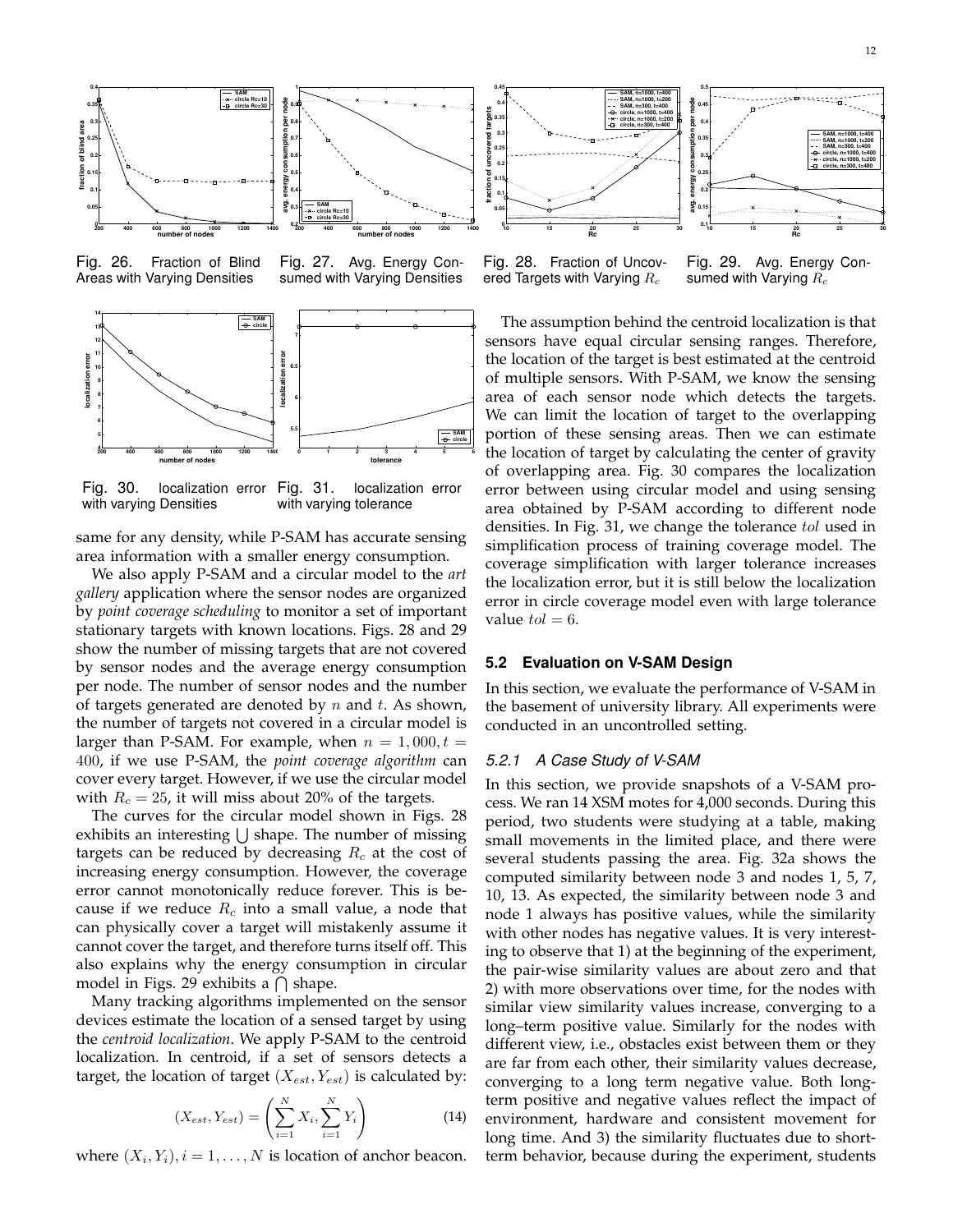Fig. 26. Fraction of Blind Areas with Varying Densities

Fig. 27. Avg. Energy Consumed with Varying Densities

Fig. 28. Fraction of Uncovered Targets with Varying $R_c$

Fig. 29. Avg. Energy Consumed with Varying $R_c$

Fig. 30. localization error with varying Densities

Fig. 31. localization error with varying tolerance

same for any density, while P-SAM has accurate sensing area information with a smaller energy consumption.

We also apply P-SAM and a circular model to the *art gallery* application where the sensor nodes are organized by *point coverage scheduling* to monitor a set of important stationary targets with known locations. Figs. 28 and 29 show the number of missing targets that are not covered by sensor nodes and the average energy consumption per node. The number of sensor nodes and the number of targets generated are denoted by $n$ and $t$. As shown, the number of targets not covered in a circular model is larger than P-SAM. For example, when $n = 1,000, t = 400$, if we use P-SAM, the *point coverage algorithm* can cover every target. However, if we use the circular model with $R_c = 25$, it will miss about 20% of the targets.

The curves for the circular model shown in Figs. 28 exhibits an interesting $\bigcup$ shape. The number of missing targets can be reduced by decreasing $R_c$ at the cost of increasing energy consumption. However, the coverage error cannot monotonically reduce forever. This is because if we reduce $R_c$ into a small value, a node that can physically cover a target will mistakenly assume it cannot cover the target, and therefore turns itself off. This also explains why the energy consumption in circular model in Figs. 29 exhibits a $\bigcap$ shape.

Many tracking algorithms implemented on the sensor devices estimate the location of a sensed target by using the *centroid localization*. We apply P-SAM to the centroid localization. In centroid, if a set of sensors detects a target, the location of target $(X_{est}, Y_{est})$ is calculated by:

$$(X_{est}, Y_{est}) = \left( \sum_{i=1}^{N} X_i, \sum_{i=1}^{N} Y_i \right) \tag{14}$$

where $(X_i, Y_i), i = 1, \ldots, N$ is location of anchor beacon.

The assumption behind the centroid localization is that sensors have equal circular sensing ranges. Therefore, the location of the target is best estimated at the centroid of multiple sensors. With P-SAM, we know the sensing area of each sensor node which detects the targets. We can limit the location of target to the overlapping portion of these sensing areas. Then we can estimate the location of target by calculating the center of gravity of overlapping area. Fig. 30 compares the localization error between using circular model and using sensing area obtained by P-SAM according to different node densities. In Fig. 31, we change the tolerance $tol$ used in simplification process of training coverage model. The coverage simplification with larger tolerance increases the localization error, but it is still below the localization error in circle coverage model even with large tolerance value $tol = 6$.

## 5.2 Evaluation on V-SAM Design

In this section, we evaluate the performance of V-SAM in the basement of university library. All experiments were conducted in an uncontrolled setting.

### 5.2.1 A Case Study of V-SAM

In this section, we provide snapshots of a V-SAM process. We ran 14 XSM motes for 4,000 seconds. During this period, two students were studying at a table, making small movements in the limited place, and there were several students passing the area. Fig. 32a shows the computed similarity between node 3 and nodes 1, 5, 7, 10, 13. As expected, the similarity between node 3 and node 1 always has positive values, while the similarity with other nodes has negative values. It is very interesting to observe that 1) at the beginning of the experiment, the pair-wise similarity values are about zero and that 2) with more observations over time, for the nodes with similar view similarity values increase, converging to a long–term positive value. Similarly for the nodes with different view, i.e., obstacles exist between them or they are far from each other, their similarity values decrease, converging to a long term negative value. Both long-term positive and negative values reflect the impact of environment, hardware and consistent movement for long time. And 3) the similarity fluctuates due to short-term behavior, because during the experiment, students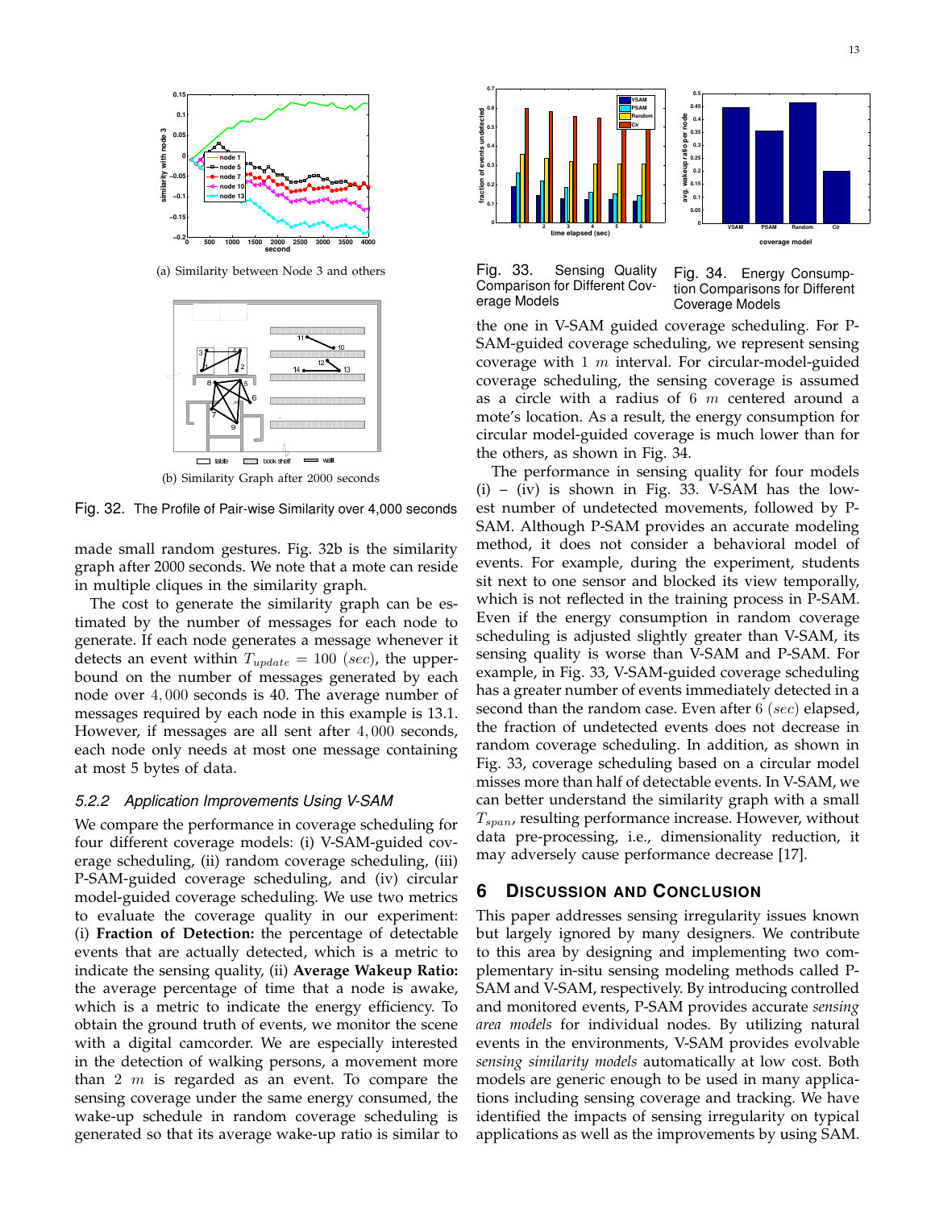(a) Similarity between Node 3 and others

(b) Similarity Graph after 2000 seconds

Fig. 32. The Profile of Pair-wise Similarity over 4,000 seconds

made small random gestures. Fig. 32b is the similarity graph after 2000 seconds. We note that a mote can reside in multiple cliques in the similarity graph.

The cost to generate the similarity graph can be estimated by the number of messages for each node to generate. If each node generates a message whenever it detects an event within $T_{update} = 100$ $(sec)$, the upper-bound on the number of messages generated by each node over $4,000$ seconds is 40. The average number of messages required by each node in this example is 13.1. However, if messages are all sent after $4,000$ seconds, each node only needs at most one message containing at most 5 bytes of data.

### 5.2.2 Application Improvements Using V-SAM

We compare the performance in coverage scheduling for four different coverage models: (i) V-SAM-guided coverage scheduling, (ii) random coverage scheduling, (iii) P-SAM-guided coverage scheduling, and (iv) circular model-guided coverage scheduling. We use two metrics to evaluate the coverage quality in our experiment: (i) **Fraction of Detection:** the percentage of detectable events that are actually detected, which is a metric to indicate the sensing quality, (ii) **Average Wakeup Ratio:** the average percentage of time that a node is awake, which is a metric to indicate the energy efficiency. To obtain the ground truth of events, we monitor the scene with a digital camcorder. We are especially interested in the detection of walking persons, a movement more than $2$ $m$ is regarded as an event. To compare the sensing coverage under the same energy consumed, the wake-up schedule in random coverage scheduling is generated so that its average wake-up ratio is similar to the one in V-SAM guided coverage scheduling. For P-SAM-guided coverage scheduling, we represent sensing coverage with $1$ $m$ interval. For circular-model-guided coverage scheduling, the sensing coverage is assumed as a circle with a radius of $6$ $m$ centered around a mote's location. As a result, the energy consumption for circular model-guided coverage is much lower than for the others, as shown in Fig. 34.

Fig. 33. Sensing Quality Comparison for Different Coverage Models

Fig. 34. Energy Consumption Comparisons for Different Coverage Models

The performance in sensing quality for four models (i) – (iv) is shown in Fig. 33. V-SAM has the lowest number of undetected movements, followed by P-SAM. Although P-SAM provides an accurate modeling method, it does not consider a behavioral model of events. For example, during the experiment, students sit next to one sensor and blocked its view temporally, which is not reflected in the training process in P-SAM. Even if the energy consumption in random coverage scheduling is adjusted slightly greater than V-SAM, its sensing quality is worse than V-SAM and P-SAM. For example, in Fig. 33, V-SAM-guided coverage scheduling has a greater number of events immediately detected in a second than the random case. Even after $6$ $(sec)$ elapsed, the fraction of undetected events does not decrease in random coverage scheduling. In addition, as shown in Fig. 33, coverage scheduling based on a circular model misses more than half of detectable events. In V-SAM, we can better understand the similarity graph with a small $T_{span}$, resulting performance increase. However, without data pre-processing, i.e., dimensionality reduction, it may adversely cause performance decrease [17].

## 6 Discussion and Conclusion

This paper addresses sensing irregularity issues known but largely ignored by many designers. We contribute to this area by designing and implementing two complementary in-situ sensing modeling methods called P-SAM and V-SAM, respectively. By introducing controlled and monitored events, P-SAM provides accurate *sensing area models* for individual nodes. By utilizing natural events in the environments, V-SAM provides evolvable *sensing similarity models* automatically at low cost. Both models are generic enough to be used in many applications including sensing coverage and tracking. We have identified the impacts of sensing irregularity on typical applications as well as the improvements by using SAM.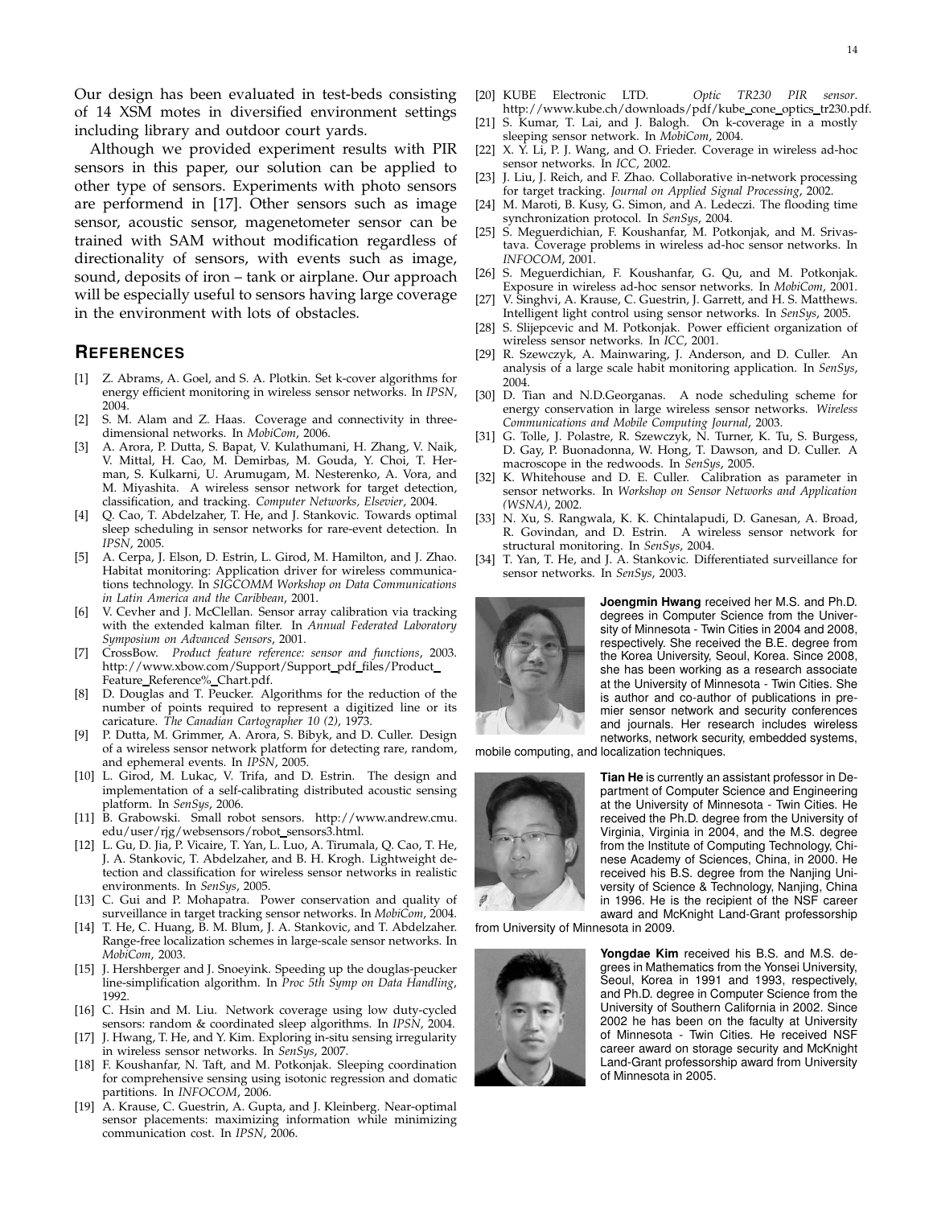Our design has been evaluated in test-beds consisting of 14 XSM motes in diversified environment settings including library and outdoor court yards.

Although we provided experiment results with PIR sensors in this paper, our solution can be applied to other type of sensors. Experiments with photo sensors are performend in [17]. Other sensors such as image sensor, acoustic sensor, magenetometer sensor can be trained with SAM without modification regardless of directionality of sensors, with events such as image, sound, deposits of iron – tank or airplane. Our approach will be especially useful to sensors having large coverage in the environment with lots of obstacles.

## REFERENCES

[1] Z. Abrams, A. Goel, and S. A. Plotkin. Set k-cover algorithms for energy efficient monitoring in wireless sensor networks. In *IPSN*, 2004.

[2] S. M. Alam and Z. Haas. Coverage and connectivity in three-dimensional networks. In *MobiCom*, 2006.

[3] A. Arora, P. Dutta, S. Bapat, V. Kulathumani, H. Zhang, V. Naik, V. Mittal, H. Cao, M. Demirbas, M. Gouda, Y. Choi, T. Herman, S. Kulkarni, U. Arumugam, M. Nesterenko, A. Vora, and M. Miyashita. A wireless sensor network for target detection, classification, and tracking. *Computer Networks, Elsevier*, 2004.

[4] Q. Cao, T. Abdelzaher, T. He, and J. Stankovic. Towards optimal sleep scheduling in sensor networks for rare-event detection. In *IPSN*, 2005.

[5] A. Cerpa, J. Elson, D. Estrin, L. Girod, M. Hamilton, and J. Zhao. Habitat monitoring: Application driver for wireless communications technology. In *SIGCOMM Workshop on Data Communications in Latin America and the Caribbean*, 2001.

[6] V. Cevher and J. McClellan. Sensor array calibration via tracking with the extended kalman filter. In *Annual Federated Laboratory Symposium on Advanced Sensors*, 2001.

[7] CrossBow. *Product feature reference: sensor and functions*, 2003. http://www.xbow.com/Support/Support_pdf_files/Product_Feature_Reference%_Chart.pdf.

[8] D. Douglas and T. Peucker. Algorithms for the reduction of the number of points required to represent a digitized line or its caricature. *The Canadian Cartographer 10 (2)*, 1973.

[9] P. Dutta, M. Grimmer, A. Arora, S. Bibyk, and D. Culler. Design of a wireless sensor network platform for detecting rare, random, and ephemeral events. In *IPSN*, 2005.

[10] L. Girod, M. Lukac, V. Trifa, and D. Estrin. The design and implementation of a self-calibrating distributed acoustic sensing platform. In *SenSys*, 2006.

[11] B. Grabowski. Small robot sensors. http://www.andrew.cmu.edu/user/rjg/websensors/robot_sensors3.html.

[12] L. Gu, D. Jia, P. Vicaire, T. Yan, L. Luo, A. Tirumala, Q. Cao, T. He, J. A. Stankovic, T. Abdelzaher, and B. H. Krogh. Lightweight detection and classification for wireless sensor networks in realistic environments. In *SenSys*, 2005.

[13] C. Gui and P. Mohapatra. Power conservation and quality of surveillance in target tracking sensor networks. In *MobiCom*, 2004.

[14] T. He, C. Huang, B. M. Blum, J. A. Stankovic, and T. Abdelzaher. Range-free localization schemes in large-scale sensor networks. In *MobiCom*, 2003.

[15] J. Hershberger and J. Snoeyink. Speeding up the douglas-peucker line-simplification algorithm. In *Proc 5th Symp on Data Handling*, 1992.

[16] C. Hsin and M. Liu. Network coverage using low duty-cycled sensors: random & coordinated sleep algorithms. In *IPSN*, 2004.

[17] J. Hwang, T. He, and Y. Kim. Exploring in-situ sensing irregularity in wireless sensor networks. In *SenSys*, 2007.

[18] F. Koushanfar, N. Taft, and M. Potkonjak. Sleeping coordination for comprehensive sensing using isotonic regression and domatic partitions. In *INFOCOM*, 2006.

[19] A. Krause, C. Guestrin, A. Gupta, and J. Kleinberg. Near-optimal sensor placements: maximizing information while minimizing communication cost. In *IPSN*, 2006.

[20] KUBE Electronic LTD. *Optic TR230 PIR sensor*. http://www.kube.ch/downloads/pdf/kube_cone_optics_tr230.pdf.

[21] S. Kumar, T. Lai, and J. Balogh. On k-coverage in a mostly sleeping sensor network. In *MobiCom*, 2004.

[22] X. Y. Li, P. J. Wang, and O. Frieder. Coverage in wireless ad-hoc sensor networks. In *ICC*, 2002.

[23] J. Liu, J. Reich, and F. Zhao. Collaborative in-network processing for target tracking. *Journal on Applied Signal Processing*, 2002.

[24] M. Maroti, B. Kusy, G. Simon, and A. Ledeczi. The flooding time synchronization protocol. In *SenSys*, 2004.

[25] S. Meguerdichian, F. Koushanfar, M. Potkonjak, and M. Srivastava. Coverage problems in wireless ad-hoc sensor networks. In *INFOCOM*, 2001.

[26] S. Meguerdichian, F. Koushanfar, G. Qu, and M. Potkonjak. Exposure in wireless ad-hoc sensor networks. In *MobiCom*, 2001.

[27] V. Singhvi, A. Krause, C. Guestrin, J. Garrett, and H. S. Matthews. Intelligent light control using sensor networks. In *SenSys*, 2005.

[28] S. Slijepcevic and M. Potkonjak. Power efficient organization of wireless sensor networks. In *ICC*, 2001.

[29] R. Szewczyk, A. Mainwaring, J. Anderson, and D. Culler. An analysis of a large scale habit monitoring application. In *SenSys*, 2004.

[30] D. Tian and N.D.Georganas. A node scheduling scheme for energy conservation in large wireless sensor networks. *Wireless Communications and Mobile Computing Journal*, 2003.

[31] G. Tolle, J. Polastre, R. Szewczyk, N. Turner, K. Tu, S. Burgess, D. Gay, P. Buonadonna, W. Hong, T. Dawson, and D. Culler. A macroscope in the redwoods. In *SenSys*, 2005.

[32] K. Whitehouse and D. E. Culler. Calibration as parameter in sensor networks. In *Workshop on Sensor Networks and Application (WSNA)*, 2002.

[33] N. Xu, S. Rangwala, K. K. Chintalapudi, D. Ganesan, A. Broad, R. Govindan, and D. Estrin. A wireless sensor network for structural monitoring. In *SenSys*, 2004.

[34] T. Yan, T. He, and J. A. Stankovic. Differentiated surveillance for sensor networks. In *SenSys*, 2003.

**Joengmin Hwang** received her M.S. and Ph.D. degrees in Computer Science from the University of Minnesota - Twin Cities in 2004 and 2008, respectively. She received the B.E. degree from the Korea University, Seoul, Korea. Since 2008, she has been working as a research associate at the University of Minnesota - Twin Cities. She is author and co-author of publications in premier sensor network and security conferences and journals. Her research includes wireless networks, network security, embedded systems, mobile computing, and localization techniques.

**Tian He** is currently an assistant professor in Department of Computer Science and Engineering at the University of Minnesota - Twin Cities. He received the Ph.D. degree from the University of Virginia, Virginia in 2004, and the M.S. degree from the Institute of Computing Technology, Chinese Academy of Sciences, China, in 2000. He received his B.S. degree from the Nanjing University of Science & Technology, Nanjing, China in 1996. He is the recipient of the NSF career award and McKnight Land-Grant professorship from University of Minnesota in 2009.

**Yongdae Kim** received his B.S. and M.S. degrees in Mathematics from the Yonsei University, Seoul, Korea in 1991 and 1993, respectively, and Ph.D. degree in Computer Science from the University of Southern California in 2002. Since 2002 he has been on the faculty at University of Minnesota - Twin Cities. He received NSF career award on storage security and McKnight Land-Grant professorship award from University of Minnesota in 2005.